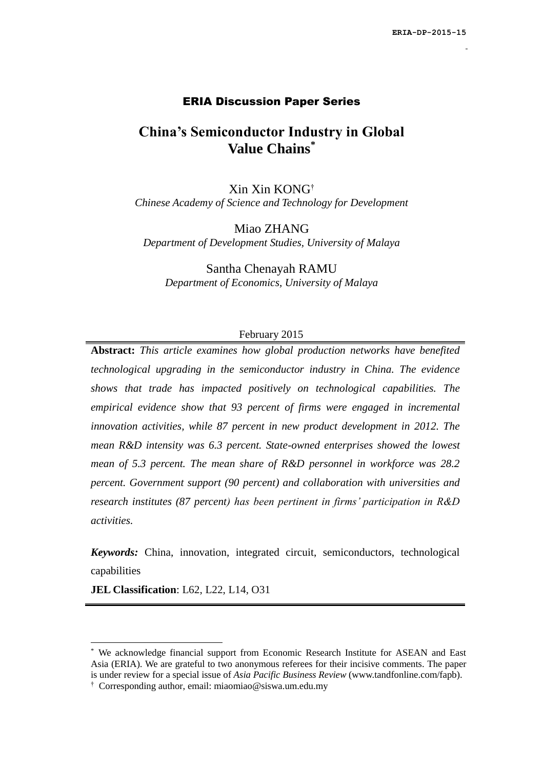ERIA-DP-2015-15

**ERIA Discussion Paper Series**

# China's Semiconductor Industry in Global Value Chains[*]

Xin Xin KONG[†]
*Chinese Academy of Science and Technology for Development*

Miao ZHANG
*Department of Development Studies, University of Malaya*

Santha Chenayah RAMU
*Department of Economics, University of Malaya*

February 2015

**Abstract:** *This article examines how global production networks have benefited technological upgrading in the semiconductor industry in China. The evidence shows that trade has impacted positively on technological capabilities. The empirical evidence show that 93 percent of firms were engaged in incremental innovation activities, while 87 percent in new product development in 2012. The mean R&D intensity was 6.3 percent. State-owned enterprises showed the lowest mean of 5.3 percent. The mean share of R&D personnel in workforce was 28.2 percent. Government support (90 percent) and collaboration with universities and research institutes (87 percent) has been pertinent in firms' participation in R&D activities.*

***Keywords:*** China, innovation, integrated circuit, semiconductors, technological capabilities

**JEL Classification**: L62, L22, L14, O31

---

[*] We acknowledge financial support from Economic Research Institute for ASEAN and East Asia (ERIA). We are grateful to two anonymous referees for their incisive comments. The paper is under review for a special issue of *Asia Pacific Business Review* (www.tandfonline.com/fapb).

[†] Corresponding author, email: miaomiao@siswa.um.edu.my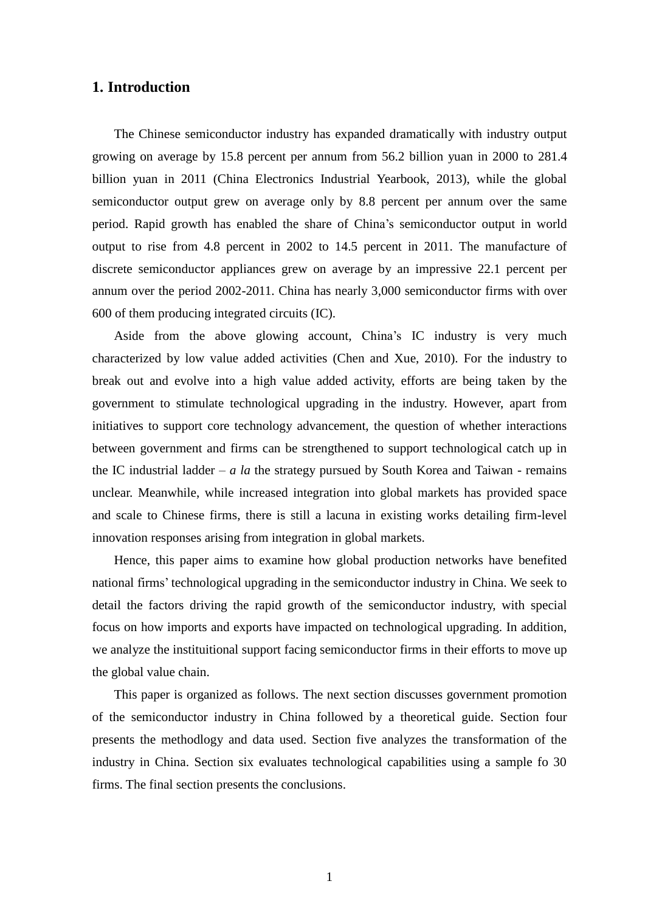## 1. Introduction

The Chinese semiconductor industry has expanded dramatically with industry output growing on average by 15.8 percent per annum from 56.2 billion yuan in 2000 to 281.4 billion yuan in 2011 (China Electronics Industrial Yearbook, 2013), while the global semiconductor output grew on average only by 8.8 percent per annum over the same period. Rapid growth has enabled the share of China's semiconductor output in world output to rise from 4.8 percent in 2002 to 14.5 percent in 2011. The manufacture of discrete semiconductor appliances grew on average by an impressive 22.1 percent per annum over the period 2002-2011. China has nearly 3,000 semiconductor firms with over 600 of them producing integrated circuits (IC).

Aside from the above glowing account, China's IC industry is very much characterized by low value added activities (Chen and Xue, 2010). For the industry to break out and evolve into a high value added activity, efforts are being taken by the government to stimulate technological upgrading in the industry. However, apart from initiatives to support core technology advancement, the question of whether interactions between government and firms can be strengthened to support technological catch up in the IC industrial ladder – *a la* the strategy pursued by South Korea and Taiwan - remains unclear. Meanwhile, while increased integration into global markets has provided space and scale to Chinese firms, there is still a lacuna in existing works detailing firm-level innovation responses arising from integration in global markets.

Hence, this paper aims to examine how global production networks have benefited national firms' technological upgrading in the semiconductor industry in China. We seek to detail the factors driving the rapid growth of the semiconductor industry, with special focus on how imports and exports have impacted on technological upgrading. In addition, we analyze the instituitional support facing semiconductor firms in their efforts to move up the global value chain.

This paper is organized as follows. The next section discusses government promotion of the semiconductor industry in China followed by a theoretical guide. Section four presents the methodlogy and data used. Section five analyzes the transformation of the industry in China. Section six evaluates technological capabilities using a sample fo 30 firms. The final section presents the conclusions.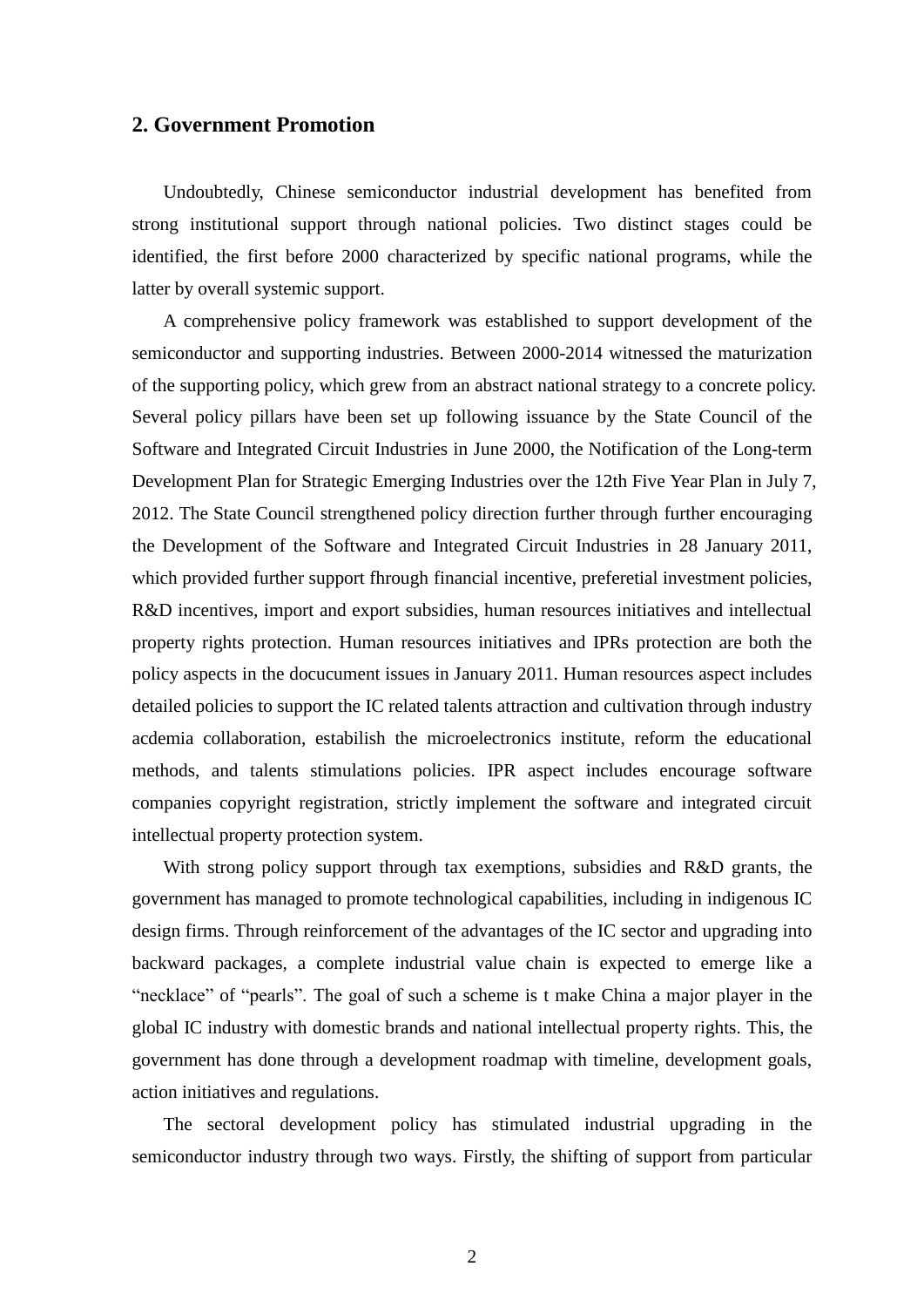## 2. Government Promotion

Undoubtedly, Chinese semiconductor industrial development has benefited from strong institutional support through national policies. Two distinct stages could be identified, the first before 2000 characterized by specific national programs, while the latter by overall systemic support.

A comprehensive policy framework was established to support development of the semiconductor and supporting industries. Between 2000-2014 witnessed the maturization of the supporting policy, which grew from an abstract national strategy to a concrete policy. Several policy pillars have been set up following issuance by the State Council of the Software and Integrated Circuit Industries in June 2000, the Notification of the Long-term Development Plan for Strategic Emerging Industries over the 12th Five Year Plan in July 7, 2012. The State Council strengthened policy direction further through further encouraging the Development of the Software and Integrated Circuit Industries in 28 January 2011, which provided further support fhrough financial incentive, preferetial investment policies, R&D incentives, import and export subsidies, human resources initiatives and intellectual property rights protection. Human resources initiatives and IPRs protection are both the policy aspects in the docucument issues in January 2011. Human resources aspect includes detailed policies to support the IC related talents attraction and cultivation through industry acdemia collaboration, estabilish the microelectronics institute, reform the educational methods, and talents stimulations policies. IPR aspect includes encourage software companies copyright registration, strictly implement the software and integrated circuit intellectual property protection system.

With strong policy support through tax exemptions, subsidies and R&D grants, the government has managed to promote technological capabilities, including in indigenous IC design firms. Through reinforcement of the advantages of the IC sector and upgrading into backward packages, a complete industrial value chain is expected to emerge like a "necklace" of "pearls". The goal of such a scheme is t make China a major player in the global IC industry with domestic brands and national intellectual property rights. This, the government has done through a development roadmap with timeline, development goals, action initiatives and regulations.

The sectoral development policy has stimulated industrial upgrading in the semiconductor industry through two ways. Firstly, the shifting of support from particular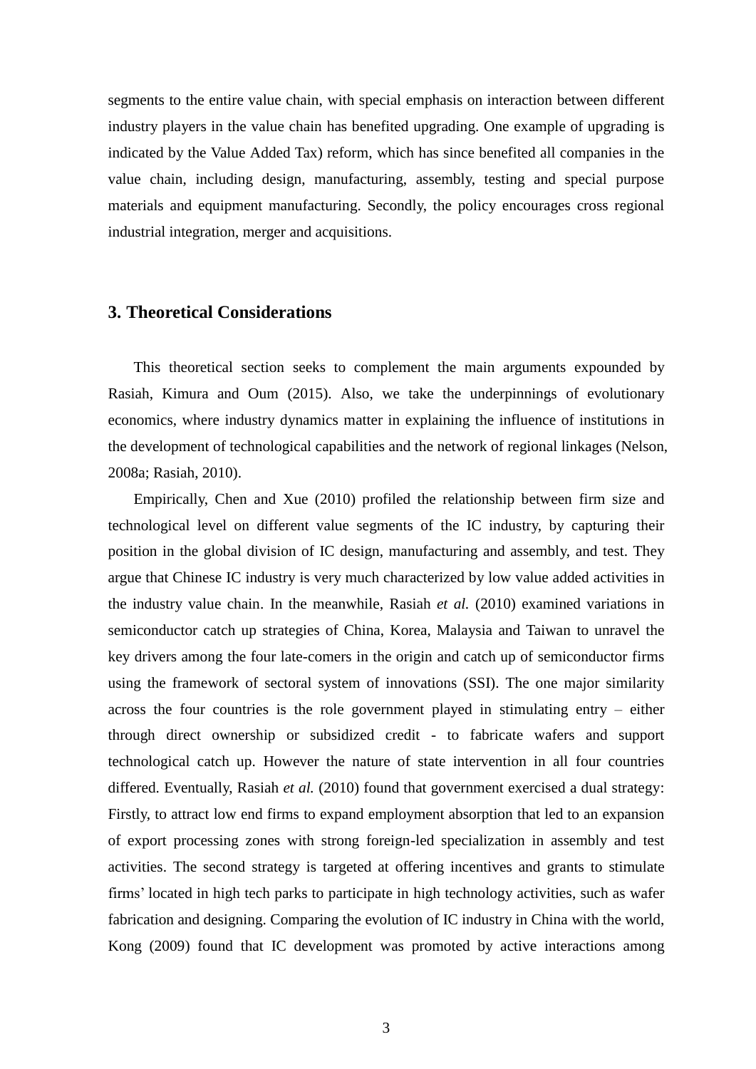segments to the entire value chain, with special emphasis on interaction between different industry players in the value chain has benefited upgrading. One example of upgrading is indicated by the Value Added Tax) reform, which has since benefited all companies in the value chain, including design, manufacturing, assembly, testing and special purpose materials and equipment manufacturing. Secondly, the policy encourages cross regional industrial integration, merger and acquisitions.

## 3. Theoretical Considerations

This theoretical section seeks to complement the main arguments expounded by Rasiah, Kimura and Oum (2015). Also, we take the underpinnings of evolutionary economics, where industry dynamics matter in explaining the influence of institutions in the development of technological capabilities and the network of regional linkages (Nelson, 2008a; Rasiah, 2010).

Empirically, Chen and Xue (2010) profiled the relationship between firm size and technological level on different value segments of the IC industry, by capturing their position in the global division of IC design, manufacturing and assembly, and test. They argue that Chinese IC industry is very much characterized by low value added activities in the industry value chain. In the meanwhile, Rasiah *et al.* (2010) examined variations in semiconductor catch up strategies of China, Korea, Malaysia and Taiwan to unravel the key drivers among the four late-comers in the origin and catch up of semiconductor firms using the framework of sectoral system of innovations (SSI). The one major similarity across the four countries is the role government played in stimulating entry – either through direct ownership or subsidized credit - to fabricate wafers and support technological catch up. However the nature of state intervention in all four countries differed. Eventually, Rasiah *et al.* (2010) found that government exercised a dual strategy: Firstly, to attract low end firms to expand employment absorption that led to an expansion of export processing zones with strong foreign-led specialization in assembly and test activities. The second strategy is targeted at offering incentives and grants to stimulate firms' located in high tech parks to participate in high technology activities, such as wafer fabrication and designing. Comparing the evolution of IC industry in China with the world, Kong (2009) found that IC development was promoted by active interactions among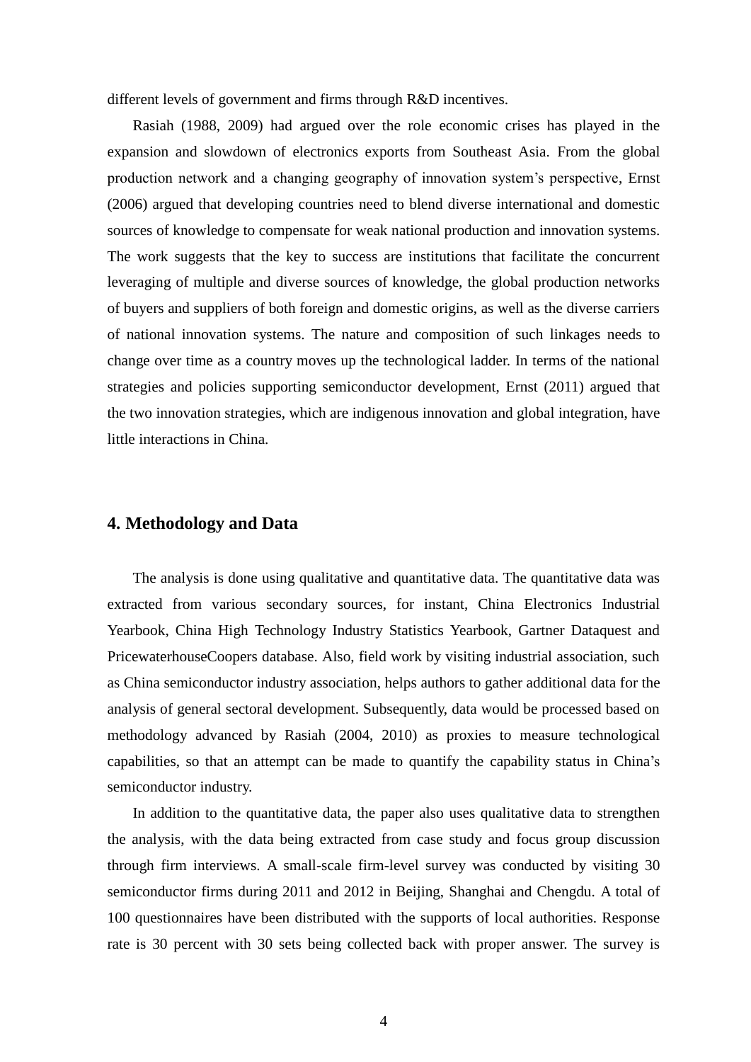different levels of government and firms through R&D incentives.

Rasiah (1988, 2009) had argued over the role economic crises has played in the expansion and slowdown of electronics exports from Southeast Asia. From the global production network and a changing geography of innovation system's perspective, Ernst (2006) argued that developing countries need to blend diverse international and domestic sources of knowledge to compensate for weak national production and innovation systems. The work suggests that the key to success are institutions that facilitate the concurrent leveraging of multiple and diverse sources of knowledge, the global production networks of buyers and suppliers of both foreign and domestic origins, as well as the diverse carriers of national innovation systems. The nature and composition of such linkages needs to change over time as a country moves up the technological ladder. In terms of the national strategies and policies supporting semiconductor development, Ernst (2011) argued that the two innovation strategies, which are indigenous innovation and global integration, have little interactions in China.

## 4. Methodology and Data

The analysis is done using qualitative and quantitative data. The quantitative data was extracted from various secondary sources, for instant, China Electronics Industrial Yearbook, China High Technology Industry Statistics Yearbook, Gartner Dataquest and PricewaterhouseCoopers database. Also, field work by visiting industrial association, such as China semiconductor industry association, helps authors to gather additional data for the analysis of general sectoral development. Subsequently, data would be processed based on methodology advanced by Rasiah (2004, 2010) as proxies to measure technological capabilities, so that an attempt can be made to quantify the capability status in China's semiconductor industry.

In addition to the quantitative data, the paper also uses qualitative data to strengthen the analysis, with the data being extracted from case study and focus group discussion through firm interviews. A small-scale firm-level survey was conducted by visiting 30 semiconductor firms during 2011 and 2012 in Beijing, Shanghai and Chengdu. A total of 100 questionnaires have been distributed with the supports of local authorities. Response rate is 30 percent with 30 sets being collected back with proper answer. The survey is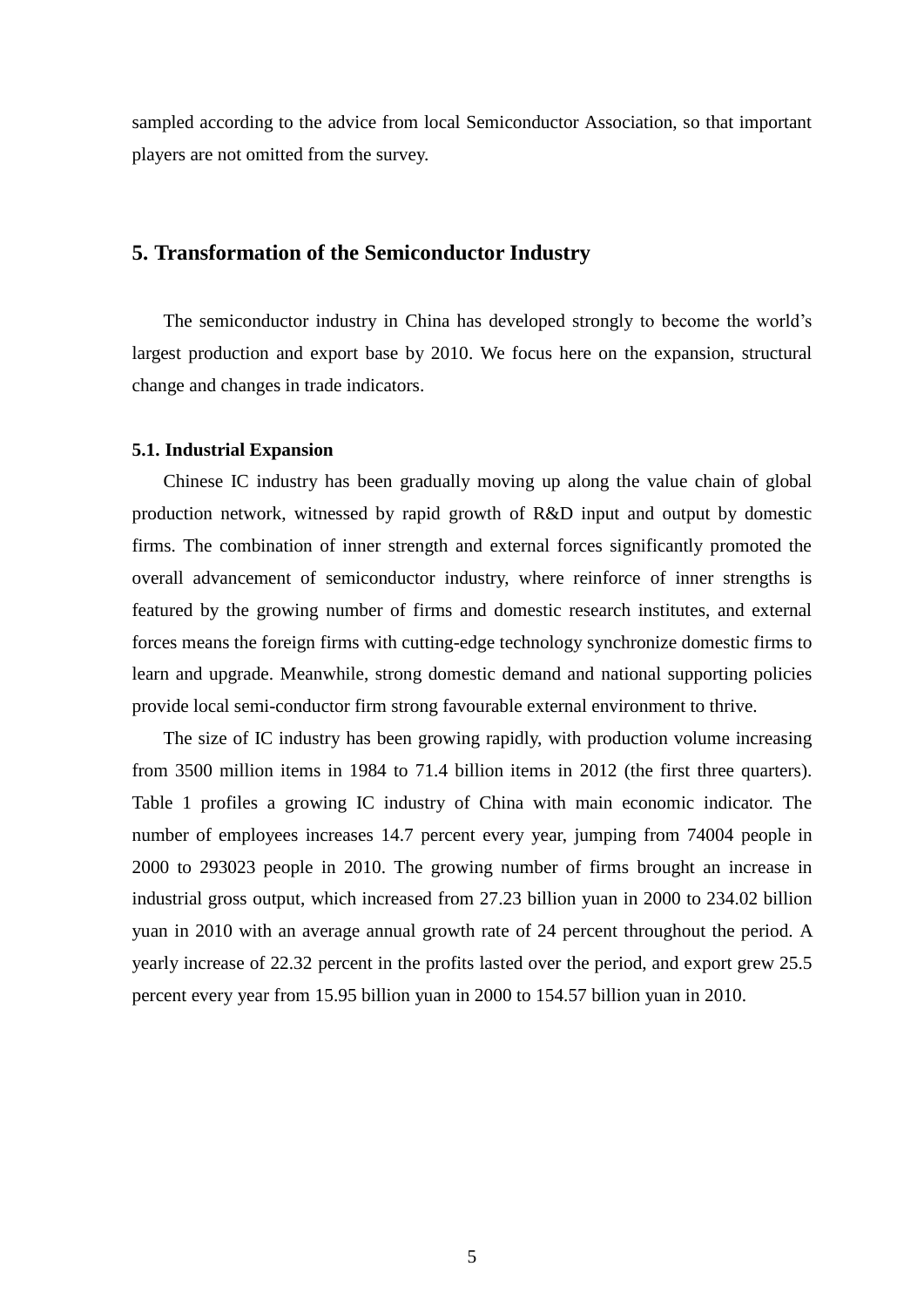sampled according to the advice from local Semiconductor Association, so that important players are not omitted from the survey.

## 5. Transformation of the Semiconductor Industry

The semiconductor industry in China has developed strongly to become the world's largest production and export base by 2010. We focus here on the expansion, structural change and changes in trade indicators.

### 5.1. Industrial Expansion

Chinese IC industry has been gradually moving up along the value chain of global production network, witnessed by rapid growth of R&D input and output by domestic firms. The combination of inner strength and external forces significantly promoted the overall advancement of semiconductor industry, where reinforce of inner strengths is featured by the growing number of firms and domestic research institutes, and external forces means the foreign firms with cutting-edge technology synchronize domestic firms to learn and upgrade. Meanwhile, strong domestic demand and national supporting policies provide local semi-conductor firm strong favourable external environment to thrive.

The size of IC industry has been growing rapidly, with production volume increasing from 3500 million items in 1984 to 71.4 billion items in 2012 (the first three quarters). Table 1 profiles a growing IC industry of China with main economic indicator. The number of employees increases 14.7 percent every year, jumping from 74004 people in 2000 to 293023 people in 2010. The growing number of firms brought an increase in industrial gross output, which increased from 27.23 billion yuan in 2000 to 234.02 billion yuan in 2010 with an average annual growth rate of 24 percent throughout the period. A yearly increase of 22.32 percent in the profits lasted over the period, and export grew 25.5 percent every year from 15.95 billion yuan in 2000 to 154.57 billion yuan in 2010.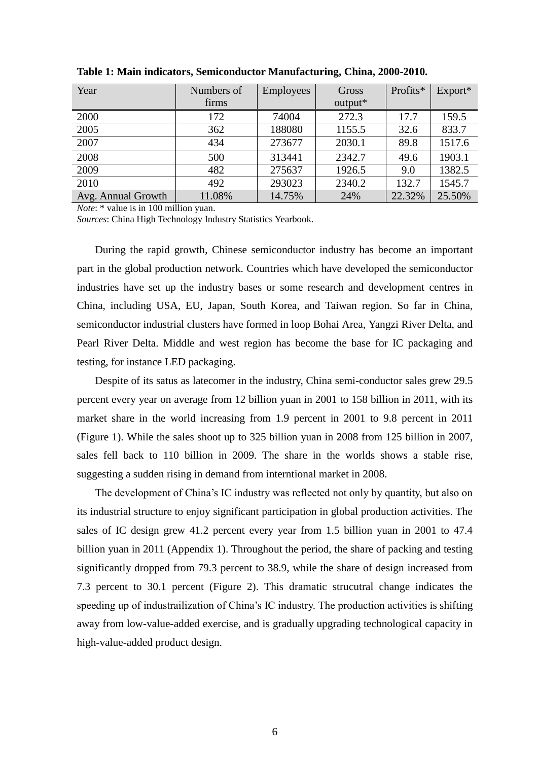**Table 1: Main indicators, Semiconductor Manufacturing, China, 2000-2010.**

| Year | Numbers of firms | Employees | Gross output* | Profits* | Export* |
|---|---|---|---|---|---|
| 2000 | 172 | 74004 | 272.3 | 17.7 | 159.5 |
| 2005 | 362 | 188080 | 1155.5 | 32.6 | 833.7 |
| 2007 | 434 | 273677 | 2030.1 | 89.8 | 1517.6 |
| 2008 | 500 | 313441 | 2342.7 | 49.6 | 1903.1 |
| 2009 | 482 | 275637 | 1926.5 | 9.0 | 1382.5 |
| 2010 | 492 | 293023 | 2340.2 | 132.7 | 1545.7 |
| Avg. Annual Growth | 11.08% | 14.75% | 24% | 22.32% | 25.50% |

*Note*: * value is in 100 million yuan.
*Sources*: China High Technology Industry Statistics Yearbook.

During the rapid growth, Chinese semiconductor industry has become an important part in the global production network. Countries which have developed the semiconductor industries have set up the industry bases or some research and development centres in China, including USA, EU, Japan, South Korea, and Taiwan region. So far in China, semiconductor industrial clusters have formed in loop Bohai Area, Yangzi River Delta, and Pearl River Delta. Middle and west region has become the base for IC packaging and testing, for instance LED packaging.

Despite of its satus as latecomer in the industry, China semi-conductor sales grew 29.5 percent every year on average from 12 billion yuan in 2001 to 158 billion in 2011, with its market share in the world increasing from 1.9 percent in 2001 to 9.8 percent in 2011 (Figure 1). While the sales shoot up to 325 billion yuan in 2008 from 125 billion in 2007, sales fell back to 110 billion in 2009. The share in the worlds shows a stable rise, suggesting a sudden rising in demand from interntional market in 2008.

The development of China's IC industry was reflected not only by quantity, but also on its industrial structure to enjoy significant participation in global production activities. The sales of IC design grew 41.2 percent every year from 1.5 billion yuan in 2001 to 47.4 billion yuan in 2011 (Appendix 1). Throughout the period, the share of packing and testing significantly dropped from 79.3 percent to 38.9, while the share of design increased from 7.3 percent to 30.1 percent (Figure 2). This dramatic strucutral change indicates the speeding up of industrailization of China's IC industry. The production activities is shifting away from low-value-added exercise, and is gradually upgrading technological capacity in high-value-added product design.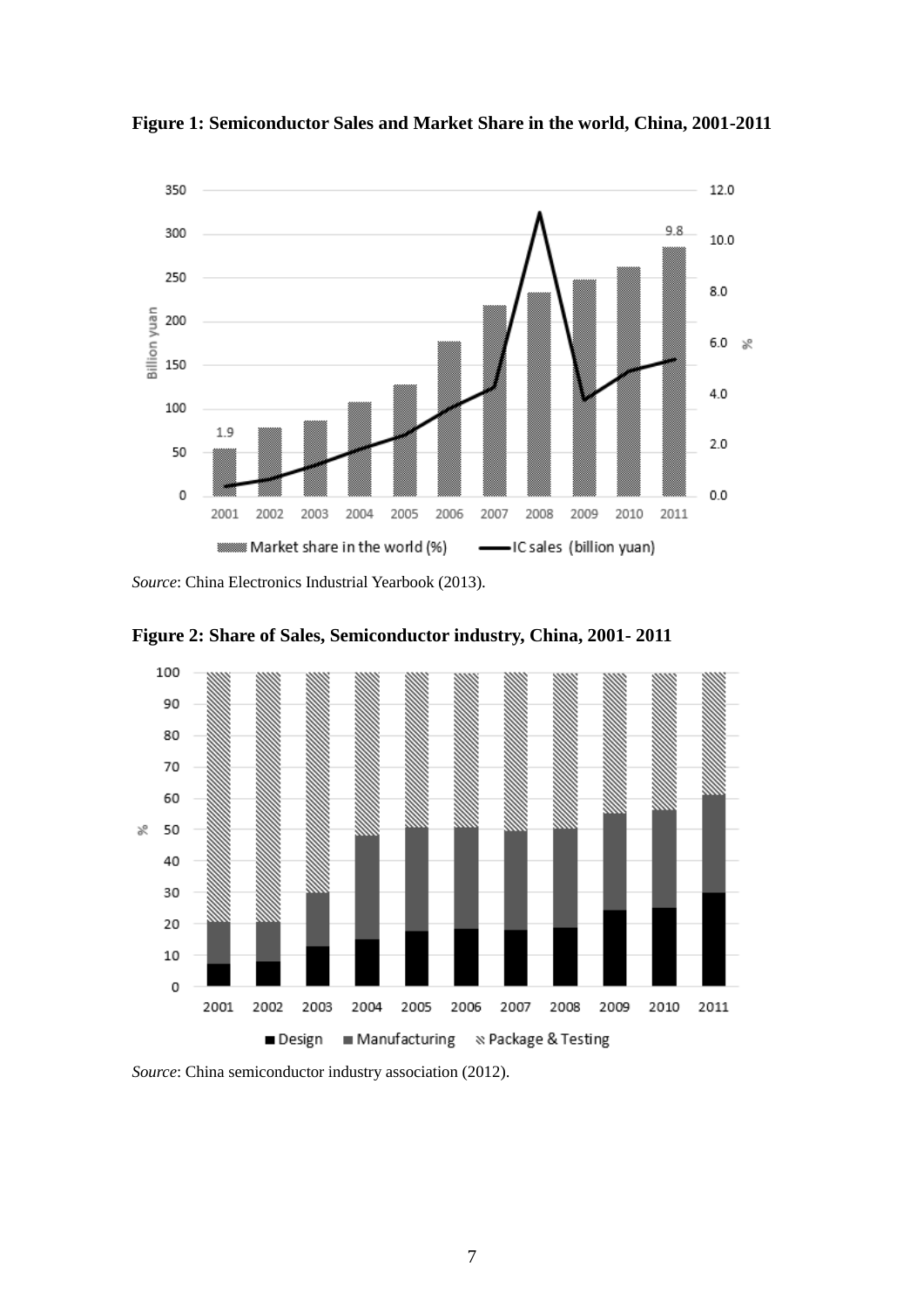**Figure 1: Semiconductor Sales and Market Share in the world, China, 2001-2011**

*Source*: China Electronics Industrial Yearbook (2013).

**Figure 2: Share of Sales, Semiconductor industry, China, 2001- 2011**

*Source*: China semiconductor industry association (2012).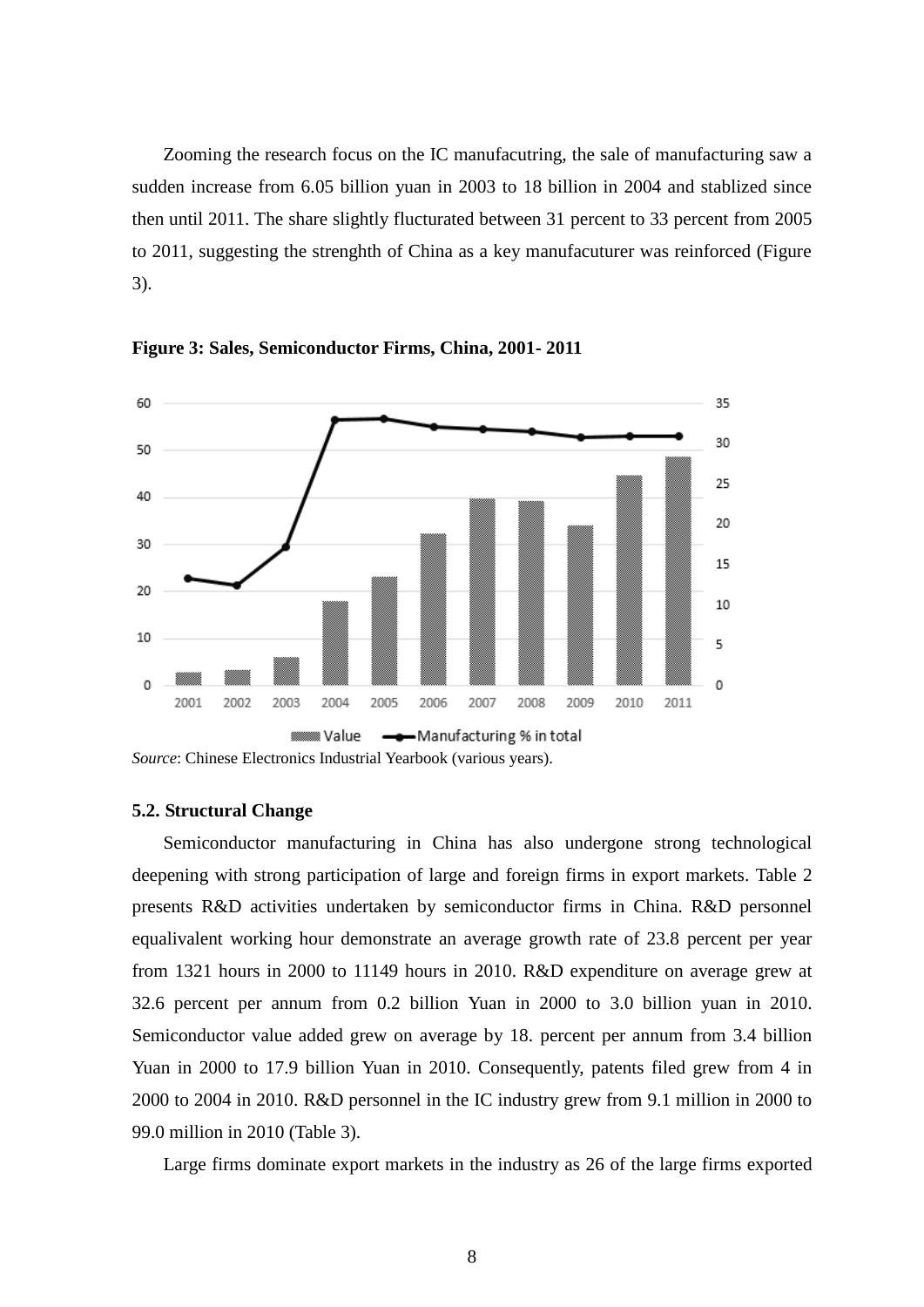Zooming the research focus on the IC manufacutring, the sale of manufacturing saw a sudden increase from 6.05 billion yuan in 2003 to 18 billion in 2004 and stablized since then until 2011. The share slightly flucturated between 31 percent to 33 percent from 2005 to 2011, suggesting the strenghth of China as a key manufacuturer was reinforced (Figure 3).

**Figure 3: Sales, Semiconductor Firms, China, 2001- 2011**

*Source*: Chinese Electronics Industrial Yearbook (various years).

### 5.2. Structural Change

Semiconductor manufacturing in China has also undergone strong technological deepening with strong participation of large and foreign firms in export markets. Table 2 presents R&D activities undertaken by semiconductor firms in China. R&D personnel equalivalent working hour demonstrate an average growth rate of 23.8 percent per year from 1321 hours in 2000 to 11149 hours in 2010. R&D expenditure on average grew at 32.6 percent per annum from 0.2 billion Yuan in 2000 to 3.0 billion yuan in 2010. Semiconductor value added grew on average by 18. percent per annum from 3.4 billion Yuan in 2000 to 17.9 billion Yuan in 2010. Consequently, patents filed grew from 4 in 2000 to 2004 in 2010. R&D personnel in the IC industry grew from 9.1 million in 2000 to 99.0 million in 2010 (Table 3).

Large firms dominate export markets in the industry as 26 of the large firms exported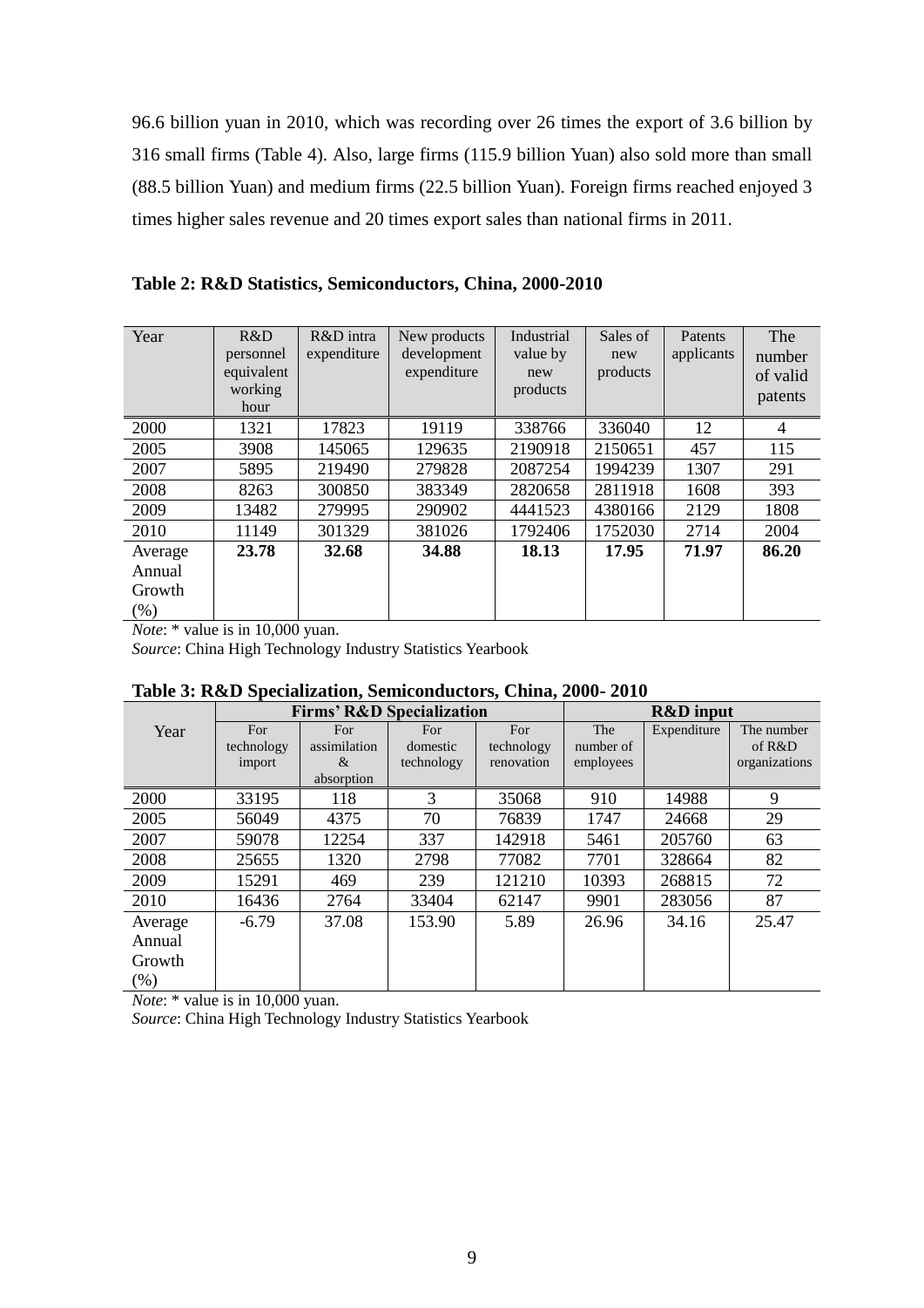96.6 billion yuan in 2010, which was recording over 26 times the export of 3.6 billion by 316 small firms (Table 4). Also, large firms (115.9 billion Yuan) also sold more than small (88.5 billion Yuan) and medium firms (22.5 billion Yuan). Foreign firms reached enjoyed 3 times higher sales revenue and 20 times export sales than national firms in 2011.

**Table 2: R&D Statistics, Semiconductors, China, 2000-2010**

| Year | R&D personnel equivalent working hour | R&D intra expenditure | New products development expenditure | Industrial value by new products | Sales of new products | Patents applicants | The number of valid patents |
|---|---|---|---|---|---|---|---|
| 2000 | 1321 | 17823 | 19119 | 338766 | 336040 | 12 | 4 |
| 2005 | 3908 | 145065 | 129635 | 2190918 | 2150651 | 457 | 115 |
| 2007 | 5895 | 219490 | 279828 | 2087254 | 1994239 | 1307 | 291 |
| 2008 | 8263 | 300850 | 383349 | 2820658 | 2811918 | 1608 | 393 |
| 2009 | 13482 | 279995 | 290902 | 4441523 | 4380166 | 2129 | 1808 |
| 2010 | 11149 | 301329 | 381026 | 1792406 | 1752030 | 2714 | 2004 |
| Average Annual Growth (%) | **23.78** | **32.68** | **34.88** | **18.13** | **17.95** | **71.97** | **86.20** |

*Note*: * value is in 10,000 yuan.
*Source*: China High Technology Industry Statistics Yearbook

**Table 3: R&D Specialization, Semiconductors, China, 2000- 2010**

| Year | Firms' R&D Specialization | | | | R&D input | | |
|---|---|---|---|---|---|---|---|
| | For technology import | For assimilation & absorption | For domestic technology | For technology renovation | The number of employees | Expenditure | The number of R&D organizations |
| 2000 | 33195 | 118 | 3 | 35068 | 910 | 14988 | 9 |
| 2005 | 56049 | 4375 | 70 | 76839 | 1747 | 24668 | 29 |
| 2007 | 59078 | 12254 | 337 | 142918 | 5461 | 205760 | 63 |
| 2008 | 25655 | 1320 | 2798 | 77082 | 7701 | 328664 | 82 |
| 2009 | 15291 | 469 | 239 | 121210 | 10393 | 268815 | 72 |
| 2010 | 16436 | 2764 | 33404 | 62147 | 9901 | 283056 | 87 |
| Average Annual Growth (%) | -6.79 | 37.08 | 153.90 | 5.89 | 26.96 | 34.16 | 25.47 |

*Note*: * value is in 10,000 yuan.
*Source*: China High Technology Industry Statistics Yearbook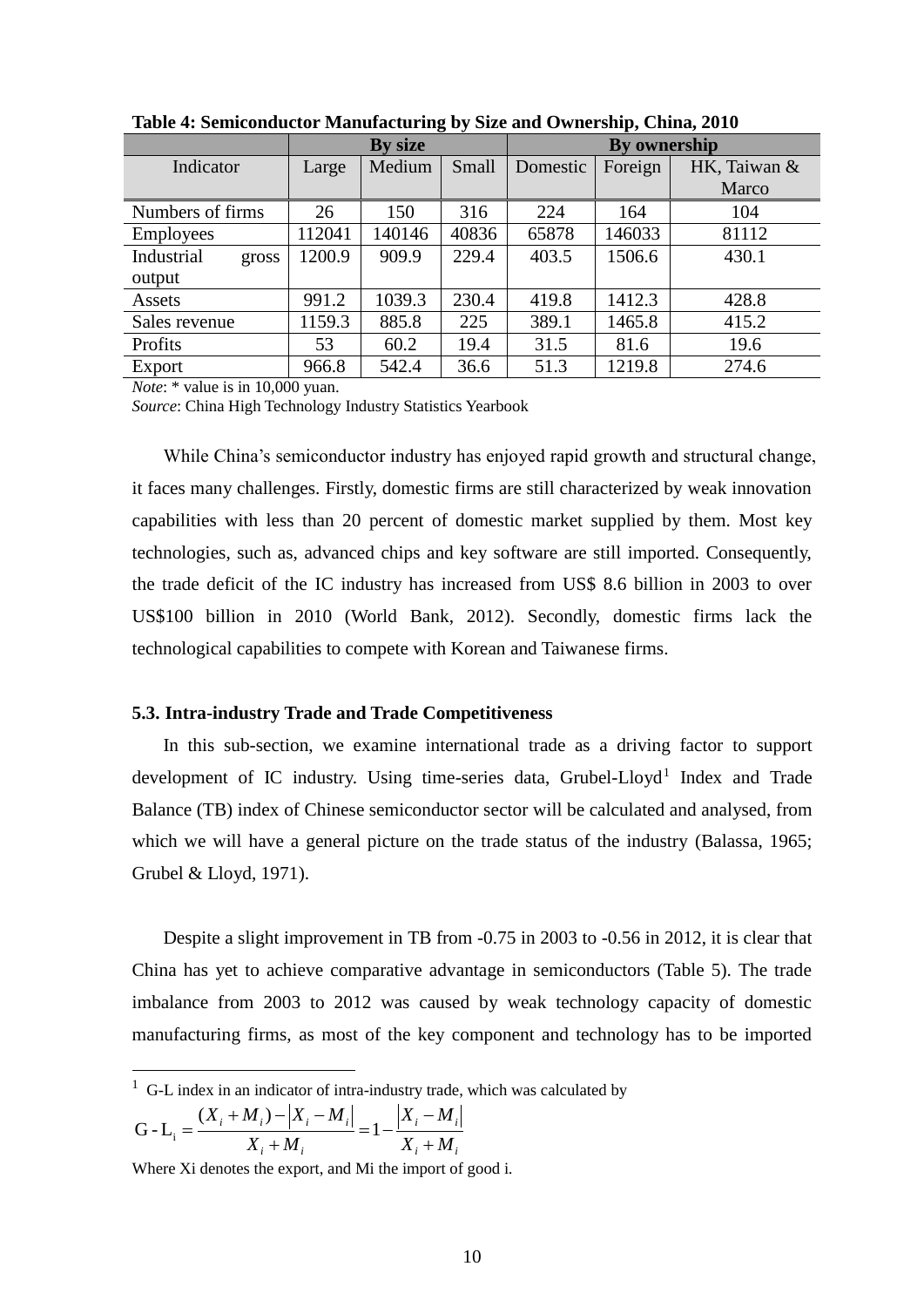**Table 4: Semiconductor Manufacturing by Size and Ownership, China, 2010**

| | By size | | | By ownership | | |
|---|---|---|---|---|---|---|
| Indicator | Large | Medium | Small | Domestic | Foreign | HK, Taiwan & Marco |
| Numbers of firms | 26 | 150 | 316 | 224 | 164 | 104 |
| Employees | 112041 | 140146 | 40836 | 65878 | 146033 | 81112 |
| Industrial gross output | 1200.9 | 909.9 | 229.4 | 403.5 | 1506.6 | 430.1 |
| Assets | 991.2 | 1039.3 | 230.4 | 419.8 | 1412.3 | 428.8 |
| Sales revenue | 1159.3 | 885.8 | 225 | 389.1 | 1465.8 | 415.2 |
| Profits | 53 | 60.2 | 19.4 | 31.5 | 81.6 | 19.6 |
| Export | 966.8 | 542.4 | 36.6 | 51.3 | 1219.8 | 274.6 |

*Note*: * value is in 10,000 yuan.
*Source*: China High Technology Industry Statistics Yearbook

While China's semiconductor industry has enjoyed rapid growth and structural change, it faces many challenges. Firstly, domestic firms are still characterized by weak innovation capabilities with less than 20 percent of domestic market supplied by them. Most key technologies, such as, advanced chips and key software are still imported. Consequently, the trade deficit of the IC industry has increased from US$ 8.6 billion in 2003 to over US$100 billion in 2010 (World Bank, 2012). Secondly, domestic firms lack the technological capabilities to compete with Korean and Taiwanese firms.

### 5.3. Intra-industry Trade and Trade Competitiveness

In this sub-section, we examine international trade as a driving factor to support development of IC industry. Using time-series data, Grubel-Lloyd[1] Index and Trade Balance (TB) index of Chinese semiconductor sector will be calculated and analysed, from which we will have a general picture on the trade status of the industry (Balassa, 1965; Grubel & Lloyd, 1971).

Despite a slight improvement in TB from -0.75 in 2003 to -0.56 in 2012, it is clear that China has yet to achieve comparative advantage in semiconductors (Table 5). The trade imbalance from 2003 to 2012 was caused by weak technology capacity of domestic manufacturing firms, as most of the key component and technology has to be imported

---

[1] G-L index in an indicator of intra-industry trade, which was calculated by

$$\text{G-L}_i = \frac{(X_i + M_i) - |X_i - M_i|}{X_i + M_i} = 1 - \frac{|X_i - M_i|}{X_i + M_i}$$

Where Xi denotes the export, and Mi the import of good i.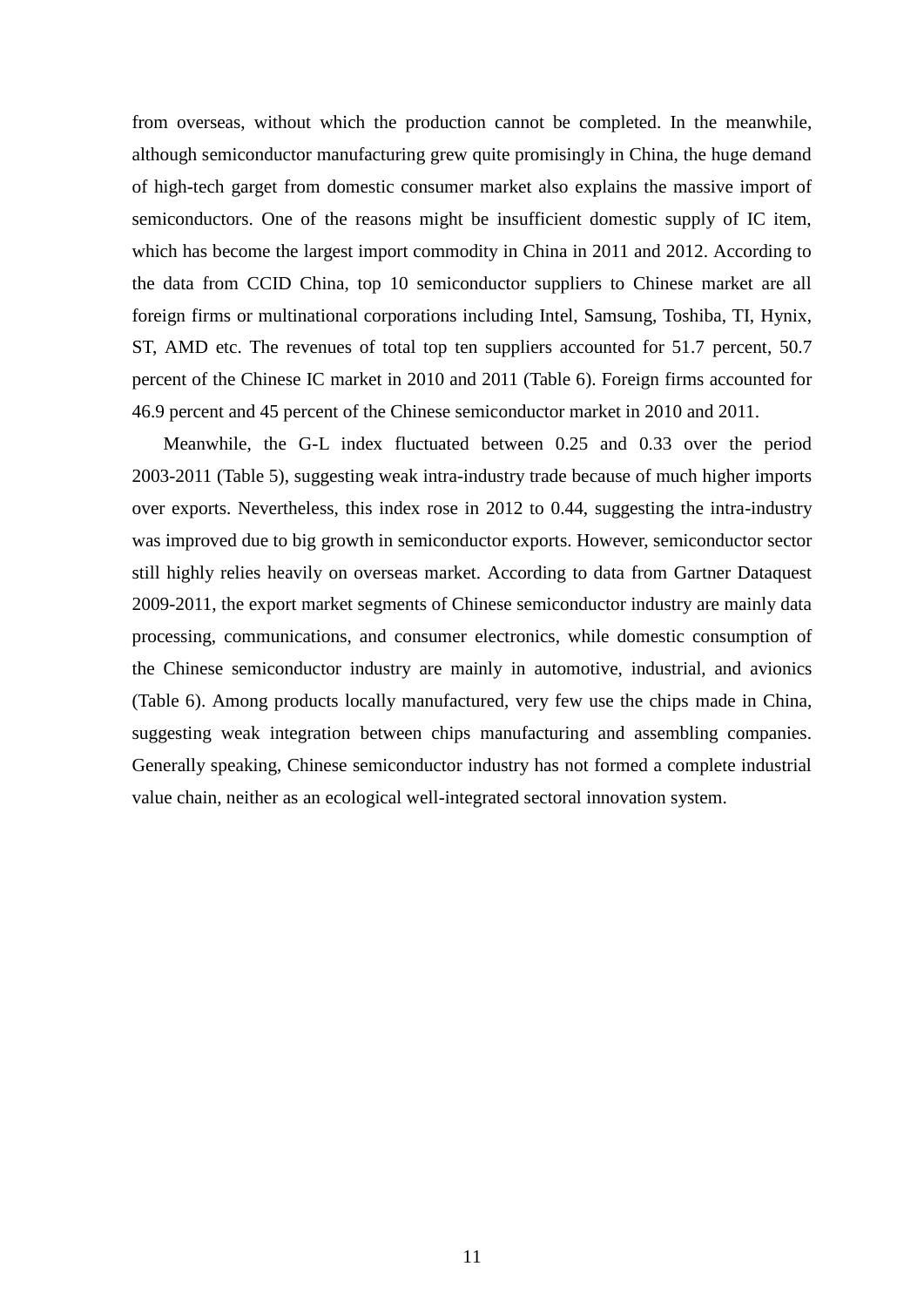from overseas, without which the production cannot be completed. In the meanwhile, although semiconductor manufacturing grew quite promisingly in China, the huge demand of high-tech garget from domestic consumer market also explains the massive import of semiconductors. One of the reasons might be insufficient domestic supply of IC item, which has become the largest import commodity in China in 2011 and 2012. According to the data from CCID China, top 10 semiconductor suppliers to Chinese market are all foreign firms or multinational corporations including Intel, Samsung, Toshiba, TI, Hynix, ST, AMD etc. The revenues of total top ten suppliers accounted for 51.7 percent, 50.7 percent of the Chinese IC market in 2010 and 2011 (Table 6). Foreign firms accounted for 46.9 percent and 45 percent of the Chinese semiconductor market in 2010 and 2011.

Meanwhile, the G-L index fluctuated between 0.25 and 0.33 over the period 2003-2011 (Table 5), suggesting weak intra-industry trade because of much higher imports over exports. Nevertheless, this index rose in 2012 to 0.44, suggesting the intra-industry was improved due to big growth in semiconductor exports. However, semiconductor sector still highly relies heavily on overseas market. According to data from Gartner Dataquest 2009-2011, the export market segments of Chinese semiconductor industry are mainly data processing, communications, and consumer electronics, while domestic consumption of the Chinese semiconductor industry are mainly in automotive, industrial, and avionics (Table 6). Among products locally manufactured, very few use the chips made in China, suggesting weak integration between chips manufacturing and assembling companies. Generally speaking, Chinese semiconductor industry has not formed a complete industrial value chain, neither as an ecological well-integrated sectoral innovation system.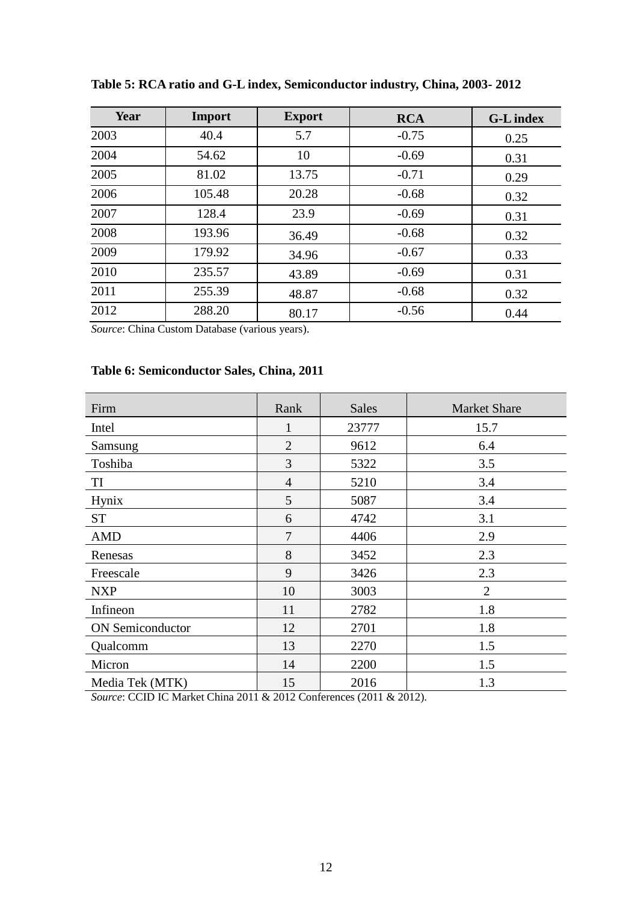**Table 5: RCA ratio and G-L index, Semiconductor industry, China, 2003- 2012**

| Year | Import | Export | RCA | G-L index |
|---|---|---|---|---|
| 2003 | 40.4 | 5.7 | -0.75 | 0.25 |
| 2004 | 54.62 | 10 | -0.69 | 0.31 |
| 2005 | 81.02 | 13.75 | -0.71 | 0.29 |
| 2006 | 105.48 | 20.28 | -0.68 | 0.32 |
| 2007 | 128.4 | 23.9 | -0.69 | 0.31 |
| 2008 | 193.96 | 36.49 | -0.68 | 0.32 |
| 2009 | 179.92 | 34.96 | -0.67 | 0.33 |
| 2010 | 235.57 | 43.89 | -0.69 | 0.31 |
| 2011 | 255.39 | 48.87 | -0.68 | 0.32 |
| 2012 | 288.20 | 80.17 | -0.56 | 0.44 |

*Source*: China Custom Database (various years).

**Table 6: Semiconductor Sales, China, 2011**

| Firm | Rank | Sales | Market Share |
|---|---|---|---|
| Intel | 1 | 23777 | 15.7 |
| Samsung | 2 | 9612 | 6.4 |
| Toshiba | 3 | 5322 | 3.5 |
| TI | 4 | 5210 | 3.4 |
| Hynix | 5 | 5087 | 3.4 |
| ST | 6 | 4742 | 3.1 |
| AMD | 7 | 4406 | 2.9 |
| Renesas | 8 | 3452 | 2.3 |
| Freescale | 9 | 3426 | 2.3 |
| NXP | 10 | 3003 | 2 |
| Infineon | 11 | 2782 | 1.8 |
| ON Semiconductor | 12 | 2701 | 1.8 |
| Qualcomm | 13 | 2270 | 1.5 |
| Micron | 14 | 2200 | 1.5 |
| Media Tek (MTK) | 15 | 2016 | 1.3 |

*Source*: CCID IC Market China 2011 & 2012 Conferences (2011 & 2012).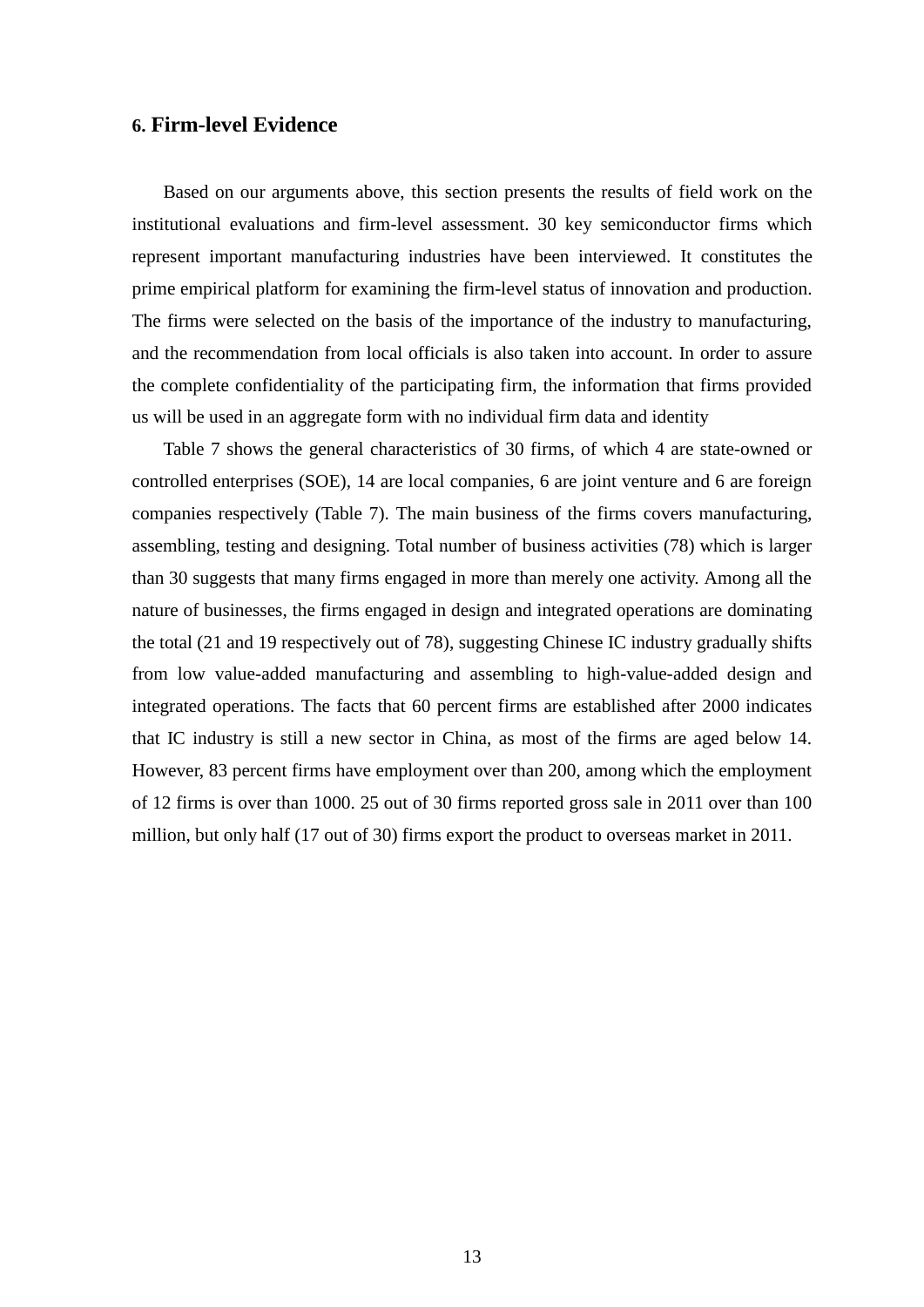## 6. Firm-level Evidence

Based on our arguments above, this section presents the results of field work on the institutional evaluations and firm-level assessment. 30 key semiconductor firms which represent important manufacturing industries have been interviewed. It constitutes the prime empirical platform for examining the firm-level status of innovation and production. The firms were selected on the basis of the importance of the industry to manufacturing, and the recommendation from local officials is also taken into account. In order to assure the complete confidentiality of the participating firm, the information that firms provided us will be used in an aggregate form with no individual firm data and identity

Table 7 shows the general characteristics of 30 firms, of which 4 are state-owned or controlled enterprises (SOE), 14 are local companies, 6 are joint venture and 6 are foreign companies respectively (Table 7). The main business of the firms covers manufacturing, assembling, testing and designing. Total number of business activities (78) which is larger than 30 suggests that many firms engaged in more than merely one activity. Among all the nature of businesses, the firms engaged in design and integrated operations are dominating the total (21 and 19 respectively out of 78), suggesting Chinese IC industry gradually shifts from low value-added manufacturing and assembling to high-value-added design and integrated operations. The facts that 60 percent firms are established after 2000 indicates that IC industry is still a new sector in China, as most of the firms are aged below 14. However, 83 percent firms have employment over than 200, among which the employment of 12 firms is over than 1000. 25 out of 30 firms reported gross sale in 2011 over than 100 million, but only half (17 out of 30) firms export the product to overseas market in 2011.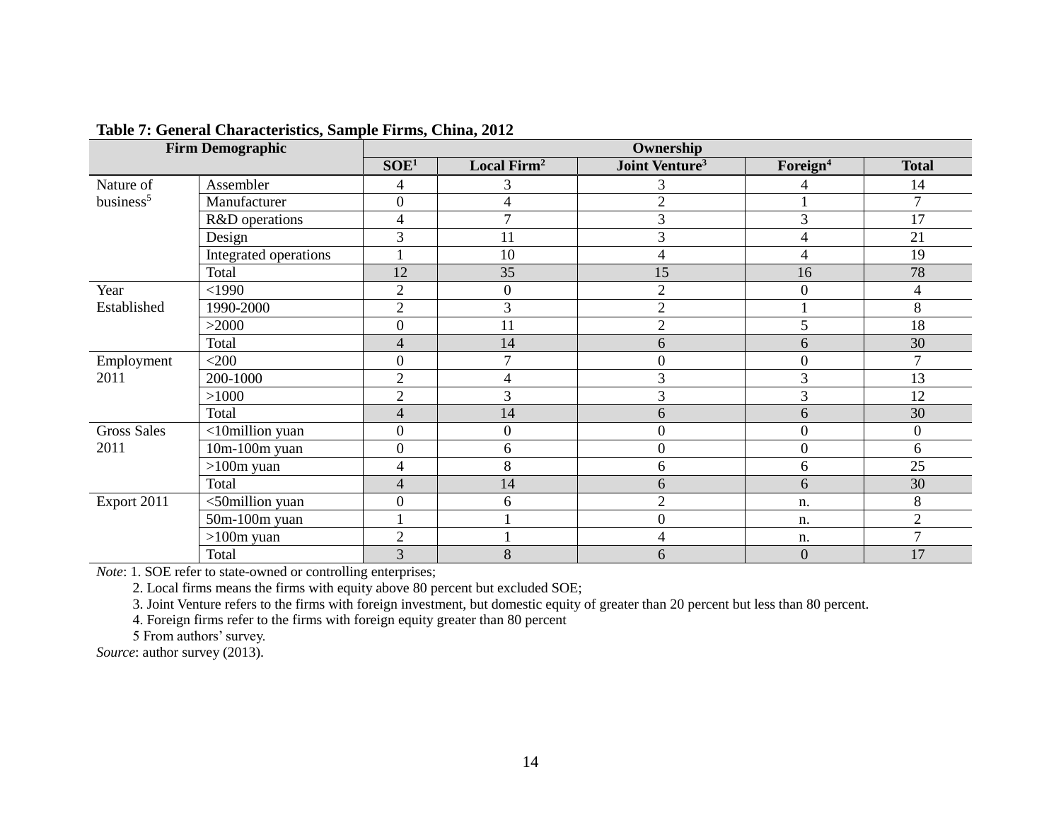**Table 7: General Characteristics, Sample Firms, China, 2012**

| Firm Demographic | | Ownership | | | | |
|---|---|---|---|---|---|---|
| | | SOE[1] | Local Firm[2] | Joint Venture[3] | Foreign[4] | Total |
| Nature of business[5] | Assembler | 4 | 3 | 3 | 4 | 14 |
| | Manufacturer | 0 | 4 | 2 | 1 | 7 |
| | R&D operations | 4 | 7 | 3 | 3 | 17 |
| | Design | 3 | 11 | 3 | 4 | 21 |
| | Integrated operations | 1 | 10 | 4 | 4 | 19 |
| | Total | 12 | 35 | 15 | 16 | 78 |
| Year Established | <1990 | 2 | 0 | 2 | 0 | 4 |
| | 1990-2000 | 2 | 3 | 2 | 1 | 8 |
| | >2000 | 0 | 11 | 2 | 5 | 18 |
| | Total | 4 | 14 | 6 | 6 | 30 |
| Employment 2011 | <200 | 0 | 7 | 0 | 0 | 7 |
| | 200-1000 | 2 | 4 | 3 | 3 | 13 |
| | >1000 | 2 | 3 | 3 | 3 | 12 |
| | Total | 4 | 14 | 6 | 6 | 30 |
| Gross Sales 2011 | <10million yuan | 0 | 0 | 0 | 0 | 0 |
| | 10m-100m yuan | 0 | 6 | 0 | 0 | 6 |
| | >100m yuan | 4 | 8 | 6 | 6 | 25 |
| | Total | 4 | 14 | 6 | 6 | 30 |
| Export 2011 | <50million yuan | 0 | 6 | 2 | n. | 8 |
| | 50m-100m yuan | 1 | 1 | 0 | n. | 2 |
| | >100m yuan | 2 | 1 | 4 | n. | 7 |
| | Total | 3 | 8 | 6 | 0 | 17 |

*Note*: 1. SOE refer to state-owned or controlling enterprises;

2. Local firms means the firms with equity above 80 percent but excluded SOE;

3. Joint Venture refers to the firms with foreign investment, but domestic equity of greater than 20 percent but less than 80 percent.

4. Foreign firms refer to the firms with foreign equity greater than 80 percent

5 From authors' survey.

*Source*: author survey (2013).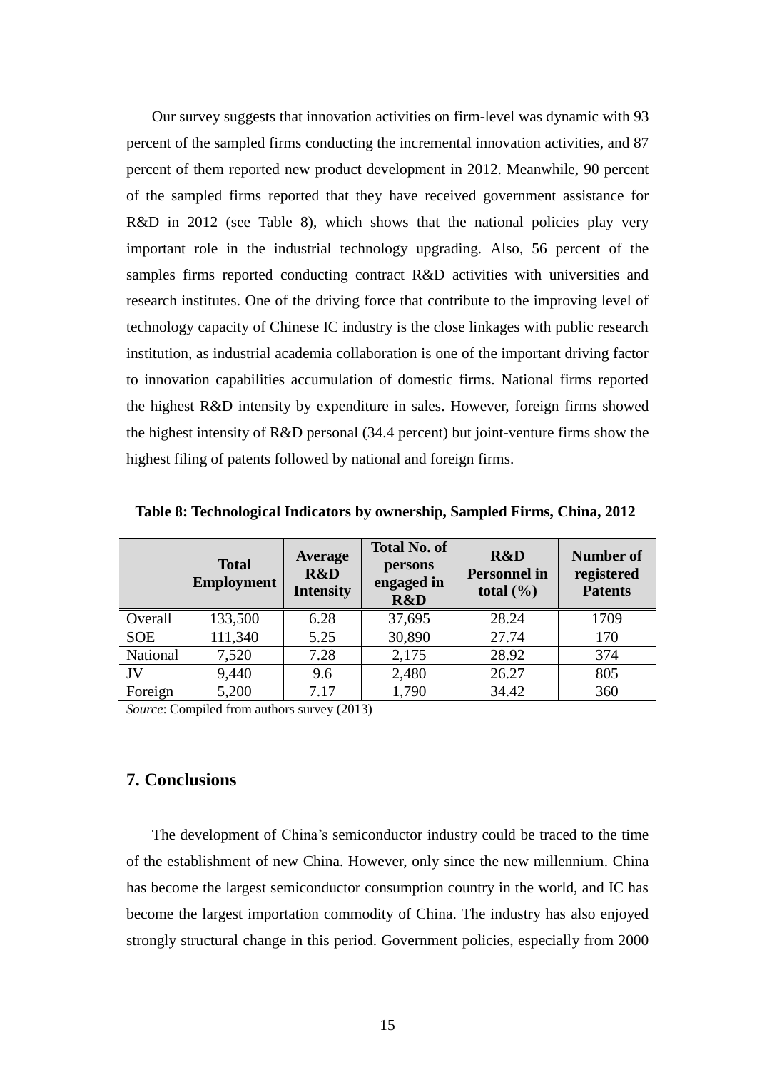Our survey suggests that innovation activities on firm-level was dynamic with 93 percent of the sampled firms conducting the incremental innovation activities, and 87 percent of them reported new product development in 2012. Meanwhile, 90 percent of the sampled firms reported that they have received government assistance for R&D in 2012 (see Table 8), which shows that the national policies play very important role in the industrial technology upgrading. Also, 56 percent of the samples firms reported conducting contract R&D activities with universities and research institutes. One of the driving force that contribute to the improving level of technology capacity of Chinese IC industry is the close linkages with public research institution, as industrial academia collaboration is one of the important driving factor to innovation capabilities accumulation of domestic firms. National firms reported the highest R&D intensity by expenditure in sales. However, foreign firms showed the highest intensity of R&D personal (34.4 percent) but joint-venture firms show the highest filing of patents followed by national and foreign firms.

**Table 8: Technological Indicators by ownership, Sampled Firms, China, 2012**

| | **Total Employment** | **Average R&D Intensity** | **Total No. of persons engaged in R&D** | **R&D Personnel in total (%)** | **Number of registered Patents** |
|---|---|---|---|---|---|
| Overall | 133,500 | 6.28 | 37,695 | 28.24 | 1709 |
| SOE | 111,340 | 5.25 | 30,890 | 27.74 | 170 |
| National | 7,520 | 7.28 | 2,175 | 28.92 | 374 |
| JV | 9,440 | 9.6 | 2,480 | 26.27 | 805 |
| Foreign | 5,200 | 7.17 | 1,790 | 34.42 | 360 |

*Source*: Compiled from authors survey (2013)

## 7. Conclusions

The development of China's semiconductor industry could be traced to the time of the establishment of new China. However, only since the new millennium. China has become the largest semiconductor consumption country in the world, and IC has become the largest importation commodity of China. The industry has also enjoyed strongly structural change in this period. Government policies, especially from 2000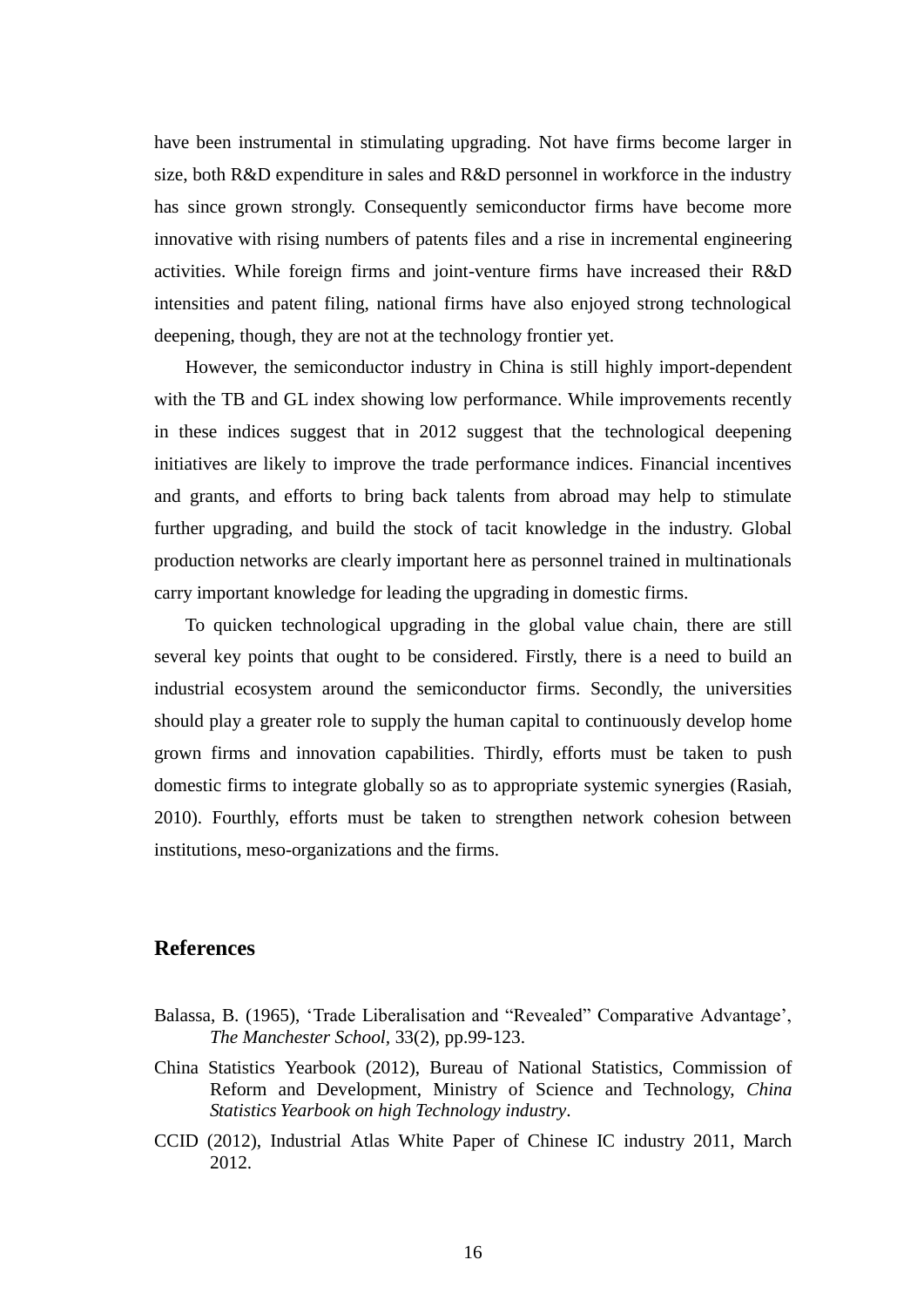have been instrumental in stimulating upgrading. Not have firms become larger in size, both R&D expenditure in sales and R&D personnel in workforce in the industry has since grown strongly. Consequently semiconductor firms have become more innovative with rising numbers of patents files and a rise in incremental engineering activities. While foreign firms and joint-venture firms have increased their R&D intensities and patent filing, national firms have also enjoyed strong technological deepening, though, they are not at the technology frontier yet.

However, the semiconductor industry in China is still highly import-dependent with the TB and GL index showing low performance. While improvements recently in these indices suggest that in 2012 suggest that the technological deepening initiatives are likely to improve the trade performance indices. Financial incentives and grants, and efforts to bring back talents from abroad may help to stimulate further upgrading, and build the stock of tacit knowledge in the industry. Global production networks are clearly important here as personnel trained in multinationals carry important knowledge for leading the upgrading in domestic firms.

To quicken technological upgrading in the global value chain, there are still several key points that ought to be considered. Firstly, there is a need to build an industrial ecosystem around the semiconductor firms. Secondly, the universities should play a greater role to supply the human capital to continuously develop home grown firms and innovation capabilities. Thirdly, efforts must be taken to push domestic firms to integrate globally so as to appropriate systemic synergies (Rasiah, 2010). Fourthly, efforts must be taken to strengthen network cohesion between institutions, meso-organizations and the firms.

## References

Balassa, B. (1965), 'Trade Liberalisation and "Revealed" Comparative Advantage', *The Manchester School*, 33(2), pp.99-123.

China Statistics Yearbook (2012), Bureau of National Statistics, Commission of Reform and Development, Ministry of Science and Technology, *China Statistics Yearbook on high Technology industry*.

CCID (2012), Industrial Atlas White Paper of Chinese IC industry 2011, March 2012.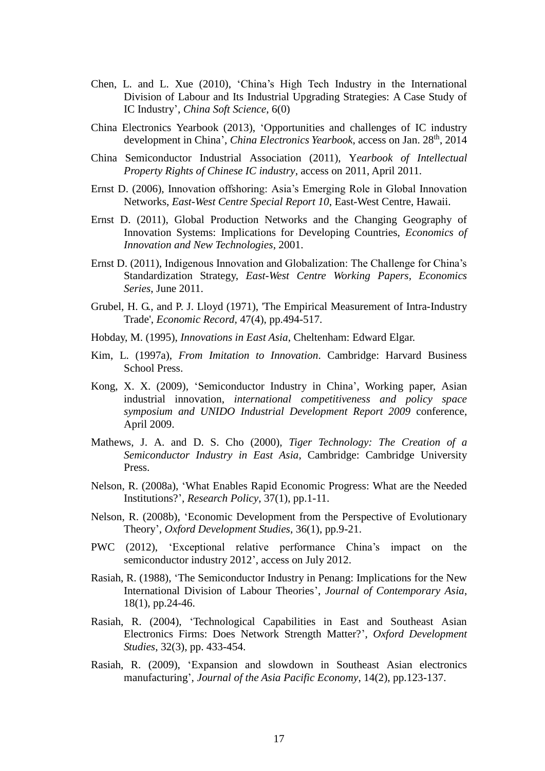Chen, L. and L. Xue (2010), 'China's High Tech Industry in the International Division of Labour and Its Industrial Upgrading Strategies: A Case Study of IC Industry', *China Soft Science*, 6(0)

China Electronics Yearbook (2013), 'Opportunities and challenges of IC industry development in China', *China Electronics Yearbook*, access on Jan. 28th, 2014

China Semiconductor Industrial Association (2011), Y*earbook of Intellectual Property Rights of Chinese IC industry*, access on 2011, April 2011.

Ernst D. (2006), Innovation offshoring: Asia's Emerging Role in Global Innovation Networks, *East-West Centre Special Report 10*, East-West Centre, Hawaii.

Ernst D. (2011), Global Production Networks and the Changing Geography of Innovation Systems: Implications for Developing Countries, *Economics of Innovation and New Technologies*, 2001.

Ernst D. (2011), Indigenous Innovation and Globalization: The Challenge for China's Standardization Strategy, *East-West Centre Working Papers, Economics Series*, June 2011.

Grubel, H. G., and P. J. Lloyd (1971), 'The Empirical Measurement of Intra-Industry Trade', *Economic Record*, 47(4), pp.494-517.

Hobday, M. (1995), *Innovations in East Asia*, Cheltenham: Edward Elgar.

Kim, L. (1997a), *From Imitation to Innovation*. Cambridge: Harvard Business School Press.

Kong, X. X. (2009), 'Semiconductor Industry in China', Working paper, Asian industrial innovation, *international competitiveness and policy space symposium and UNIDO Industrial Development Report 2009* conference, April 2009.

Mathews, J. A. and D. S. Cho (2000), *Tiger Technology: The Creation of a Semiconductor Industry in East Asia*, Cambridge: Cambridge University Press.

Nelson, R. (2008a), 'What Enables Rapid Economic Progress: What are the Needed Institutions?', *Research Policy*, 37(1), pp.1-11.

Nelson, R. (2008b), 'Economic Development from the Perspective of Evolutionary Theory', *Oxford Development Studies*, 36(1), pp.9-21.

PWC (2012), 'Exceptional relative performance China's impact on the semiconductor industry 2012', access on July 2012.

Rasiah, R. (1988), 'The Semiconductor Industry in Penang: Implications for the New International Division of Labour Theories', *Journal of Contemporary Asia*, 18(1), pp.24-46.

Rasiah, R. (2004), 'Technological Capabilities in East and Southeast Asian Electronics Firms: Does Network Strength Matter?', *Oxford Development Studies*, 32(3), pp. 433-454.

Rasiah, R. (2009), 'Expansion and slowdown in Southeast Asian electronics manufacturing', *Journal of the Asia Pacific Economy*, 14(2), pp.123-137.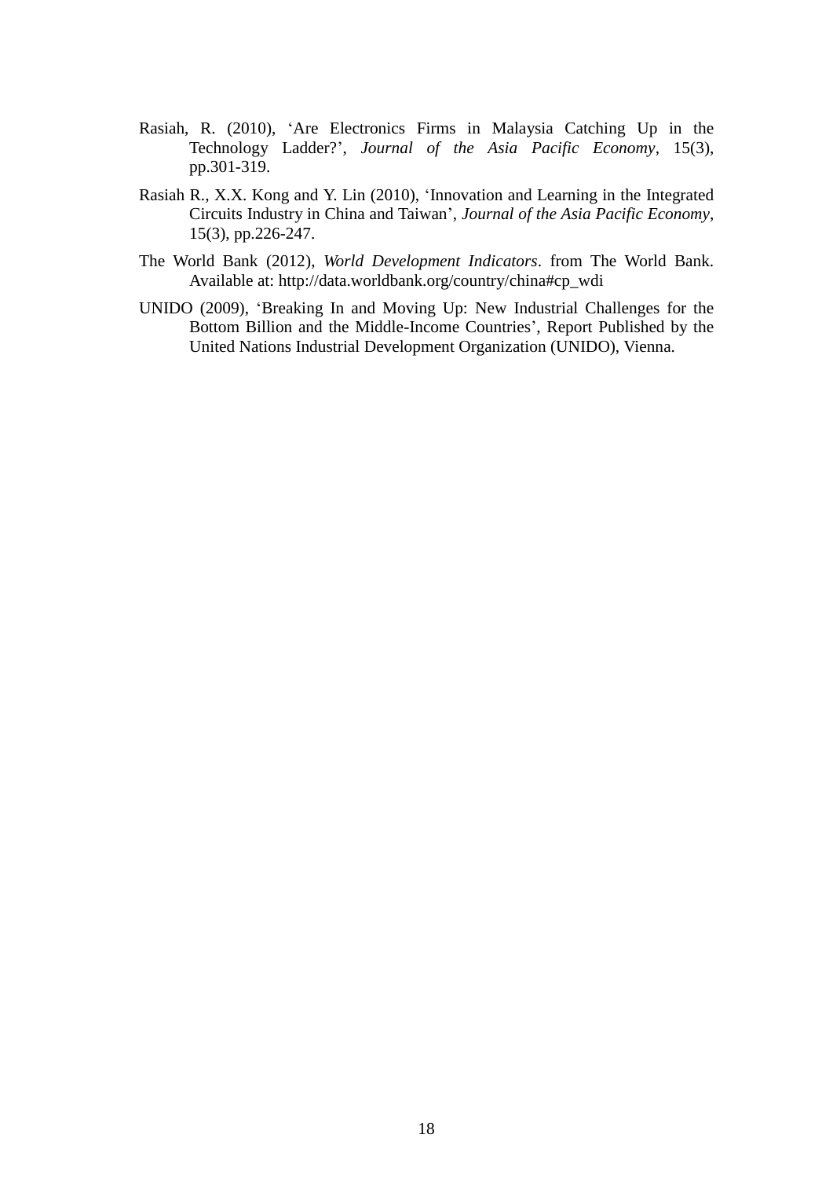Rasiah, R. (2010), 'Are Electronics Firms in Malaysia Catching Up in the Technology Ladder?', *Journal of the Asia Pacific Economy*, 15(3), pp.301-319.

Rasiah R., X.X. Kong and Y. Lin (2010), 'Innovation and Learning in the Integrated Circuits Industry in China and Taiwan', *Journal of the Asia Pacific Economy*, 15(3), pp.226-247.

The World Bank (2012), *World Development Indicators*. from The World Bank. Available at: http://data.worldbank.org/country/china#cp_wdi

UNIDO (2009), 'Breaking In and Moving Up: New Industrial Challenges for the Bottom Billion and the Middle-Income Countries', Report Published by the United Nations Industrial Development Organization (UNIDO), Vienna.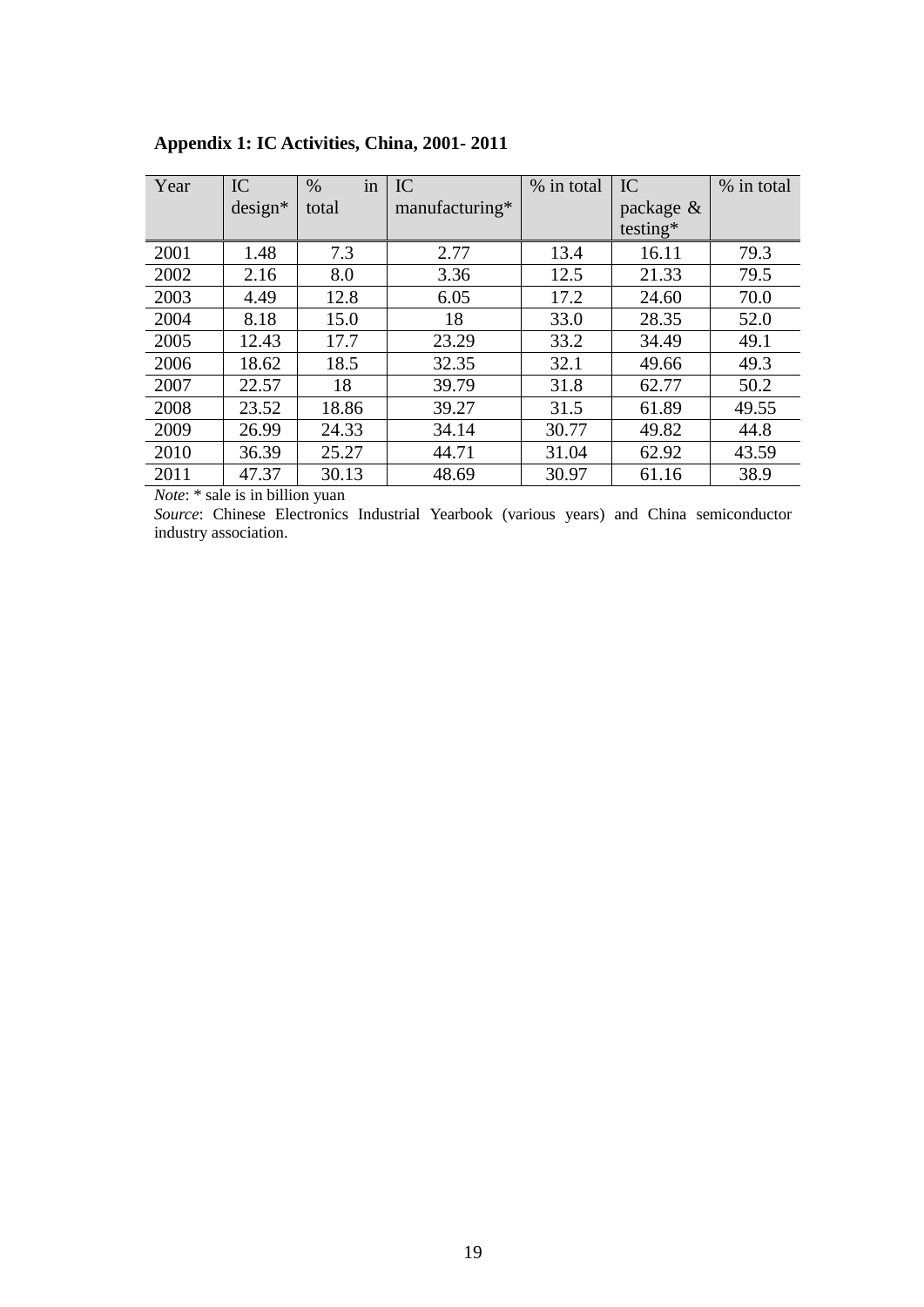**Appendix 1: IC Activities, China, 2001- 2011**

| Year | IC design* | % in total | IC manufacturing* | % in total | IC package & testing* | % in total |
|---|---|---|---|---|---|---|
| 2001 | 1.48 | 7.3 | 2.77 | 13.4 | 16.11 | 79.3 |
| 2002 | 2.16 | 8.0 | 3.36 | 12.5 | 21.33 | 79.5 |
| 2003 | 4.49 | 12.8 | 6.05 | 17.2 | 24.60 | 70.0 |
| 2004 | 8.18 | 15.0 | 18 | 33.0 | 28.35 | 52.0 |
| 2005 | 12.43 | 17.7 | 23.29 | 33.2 | 34.49 | 49.1 |
| 2006 | 18.62 | 18.5 | 32.35 | 32.1 | 49.66 | 49.3 |
| 2007 | 22.57 | 18 | 39.79 | 31.8 | 62.77 | 50.2 |
| 2008 | 23.52 | 18.86 | 39.27 | 31.5 | 61.89 | 49.55 |
| 2009 | 26.99 | 24.33 | 34.14 | 30.77 | 49.82 | 44.8 |
| 2010 | 36.39 | 25.27 | 44.71 | 31.04 | 62.92 | 43.59 |
| 2011 | 47.37 | 30.13 | 48.69 | 30.97 | 61.16 | 38.9 |

*Note*: * sale is in billion yuan

*Source*: Chinese Electronics Industrial Yearbook (various years) and China semiconductor industry association.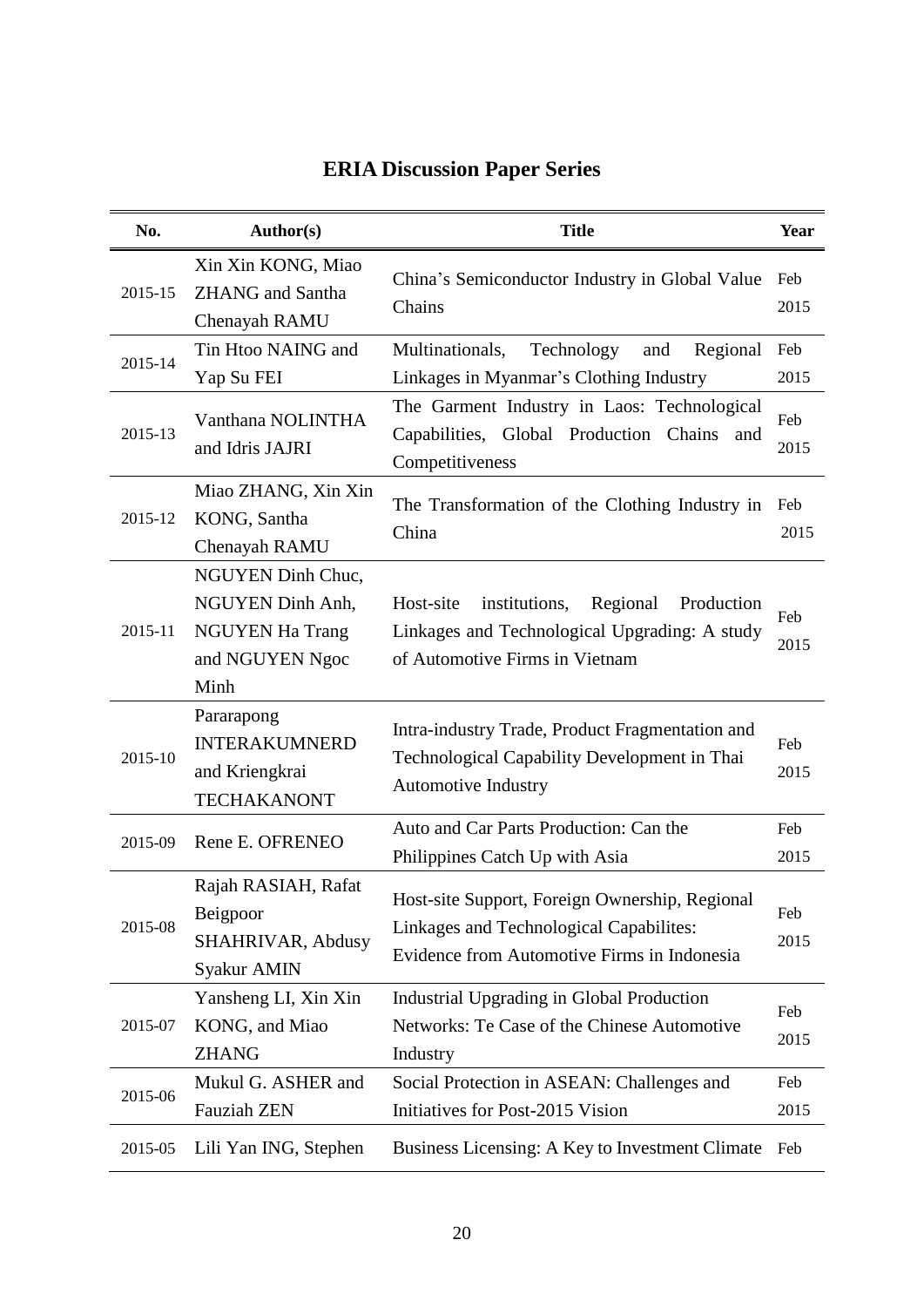# ERIA Discussion Paper Series

| No. | Author(s) | Title | Year |
|---|---|---|---|
| 2015-15 | Xin Xin KONG, Miao ZHANG and Santha Chenayah RAMU | China's Semiconductor Industry in Global Value Chains | Feb 2015 |
| 2015-14 | Tin Htoo NAING and Yap Su FEI | Multinationals, Technology and Regional Linkages in Myanmar's Clothing Industry | Feb 2015 |
| 2015-13 | Vanthana NOLINTHA and Idris JAJRI | The Garment Industry in Laos: Technological Capabilities, Global Production Chains and Competitiveness | Feb 2015 |
| 2015-12 | Miao ZHANG, Xin Xin KONG, Santha Chenayah RAMU | The Transformation of the Clothing Industry in China | Feb 2015 |
| 2015-11 | NGUYEN Dinh Chuc, NGUYEN Dinh Anh, NGUYEN Ha Trang and NGUYEN Ngoc Minh | Host-site institutions, Regional Production Linkages and Technological Upgrading: A study of Automotive Firms in Vietnam | Feb 2015 |
| 2015-10 | Pararapong INTERAKUMNERD and Kriengkrai TECHAKANONT | Intra-industry Trade, Product Fragmentation and Technological Capability Development in Thai Automotive Industry | Feb 2015 |
| 2015-09 | Rene E. OFRENEO | Auto and Car Parts Production: Can the Philippines Catch Up with Asia | Feb 2015 |
| 2015-08 | Rajah RASIAH, Rafat Beigpoor SHAHRIVAR, Abdusy Syakur AMIN | Host-site Support, Foreign Ownership, Regional Linkages and Technological Capabilites: Evidence from Automotive Firms in Indonesia | Feb 2015 |
| 2015-07 | Yansheng LI, Xin Xin KONG, and Miao ZHANG | Industrial Upgrading in Global Production Networks: Te Case of the Chinese Automotive Industry | Feb 2015 |
| 2015-06 | Mukul G. ASHER and Fauziah ZEN | Social Protection in ASEAN: Challenges and Initiatives for Post-2015 Vision | Feb 2015 |
| 2015-05 | Lili Yan ING, Stephen | Business Licensing: A Key to Investment Climate | Feb |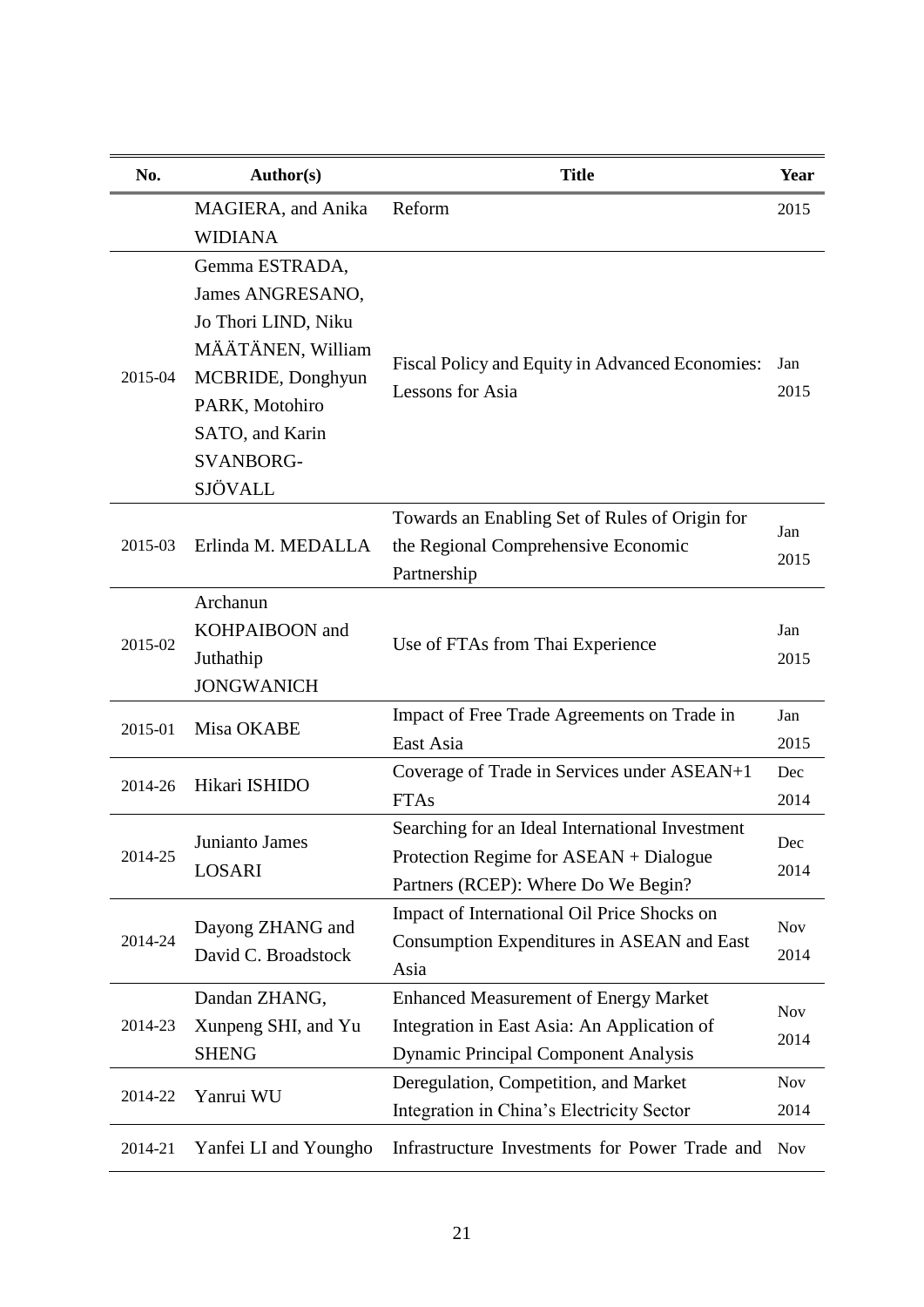| No. | Author(s) | Title | Year |
|---|---|---|---|
| | MAGIERA, and Anika WIDIANA | Reform | 2015 |
| 2015-04 | Gemma ESTRADA, James ANGRESANO, Jo Thori LIND, Niku MÄÄTÄNEN, William MCBRIDE, Donghyun PARK, Motohiro SATO, and Karin SVANBORG-SJÖVALL | Fiscal Policy and Equity in Advanced Economies: Lessons for Asia | Jan 2015 |
| 2015-03 | Erlinda M. MEDALLA | Towards an Enabling Set of Rules of Origin for the Regional Comprehensive Economic Partnership | Jan 2015 |
| 2015-02 | Archanun KOHPAIBOON and Juthathip JONGWANICH | Use of FTAs from Thai Experience | Jan 2015 |
| 2015-01 | Misa OKABE | Impact of Free Trade Agreements on Trade in East Asia | Jan 2015 |
| 2014-26 | Hikari ISHIDO | Coverage of Trade in Services under ASEAN+1 FTAs | Dec 2014 |
| 2014-25 | Junianto James LOSARI | Searching for an Ideal International Investment Protection Regime for ASEAN + Dialogue Partners (RCEP): Where Do We Begin? | Dec 2014 |
| 2014-24 | Dayong ZHANG and David C. Broadstock | Impact of International Oil Price Shocks on Consumption Expenditures in ASEAN and East Asia | Nov 2014 |
| 2014-23 | Dandan ZHANG, Xunpeng SHI, and Yu SHENG | Enhanced Measurement of Energy Market Integration in East Asia: An Application of Dynamic Principal Component Analysis | Nov 2014 |
| 2014-22 | Yanrui WU | Deregulation, Competition, and Market Integration in China's Electricity Sector | Nov 2014 |
| 2014-21 | Yanfei LI and Youngho | Infrastructure Investments for Power Trade and | Nov |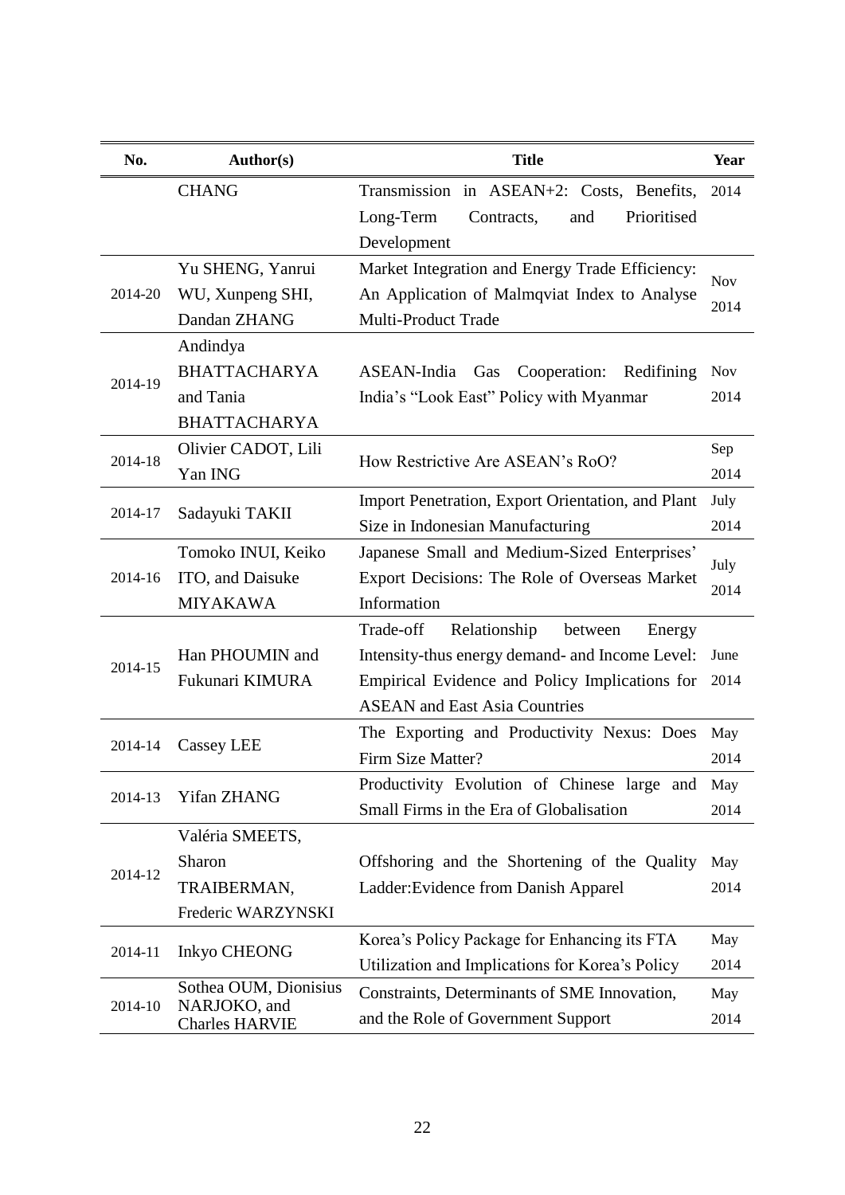| No. | Author(s) | Title | Year |
|---|---|---|---|
| | CHANG | Transmission in ASEAN+2: Costs, Benefits, Long-Term Contracts, and Prioritised Development | 2014 |
| 2014-20 | Yu SHENG, Yanrui WU, Xunpeng SHI, Dandan ZHANG | Market Integration and Energy Trade Efficiency: An Application of Malmqviat Index to Analyse Multi-Product Trade | Nov 2014 |
| 2014-19 | Andindya BHATTACHARYA and Tania BHATTACHARYA | ASEAN-India Gas Cooperation: Redifining India's "Look East" Policy with Myanmar | Nov 2014 |
| 2014-18 | Olivier CADOT, Lili Yan ING | How Restrictive Are ASEAN's RoO? | Sep 2014 |
| 2014-17 | Sadayuki TAKII | Import Penetration, Export Orientation, and Plant Size in Indonesian Manufacturing | July 2014 |
| 2014-16 | Tomoko INUI, Keiko ITO, and Daisuke MIYAKAWA | Japanese Small and Medium-Sized Enterprises' Export Decisions: The Role of Overseas Market Information | July 2014 |
| 2014-15 | Han PHOUMIN and Fukunari KIMURA | Trade-off Relationship between Energy Intensity-thus energy demand- and Income Level: Empirical Evidence and Policy Implications for ASEAN and East Asia Countries | June 2014 |
| 2014-14 | Cassey LEE | The Exporting and Productivity Nexus: Does Firm Size Matter? | May 2014 |
| 2014-13 | Yifan ZHANG | Productivity Evolution of Chinese large and Small Firms in the Era of Globalisation | May 2014 |
| 2014-12 | Valéria SMEETS, Sharon TRAIBERMAN, Frederic WARZYNSKI | Offshoring and the Shortening of the Quality Ladder:Evidence from Danish Apparel | May 2014 |
| 2014-11 | Inkyo CHEONG | Korea's Policy Package for Enhancing its FTA Utilization and Implications for Korea's Policy | May 2014 |
| 2014-10 | Sothea OUM, Dionisius NARJOKO, and Charles HARVIE | Constraints, Determinants of SME Innovation, and the Role of Government Support | May 2014 |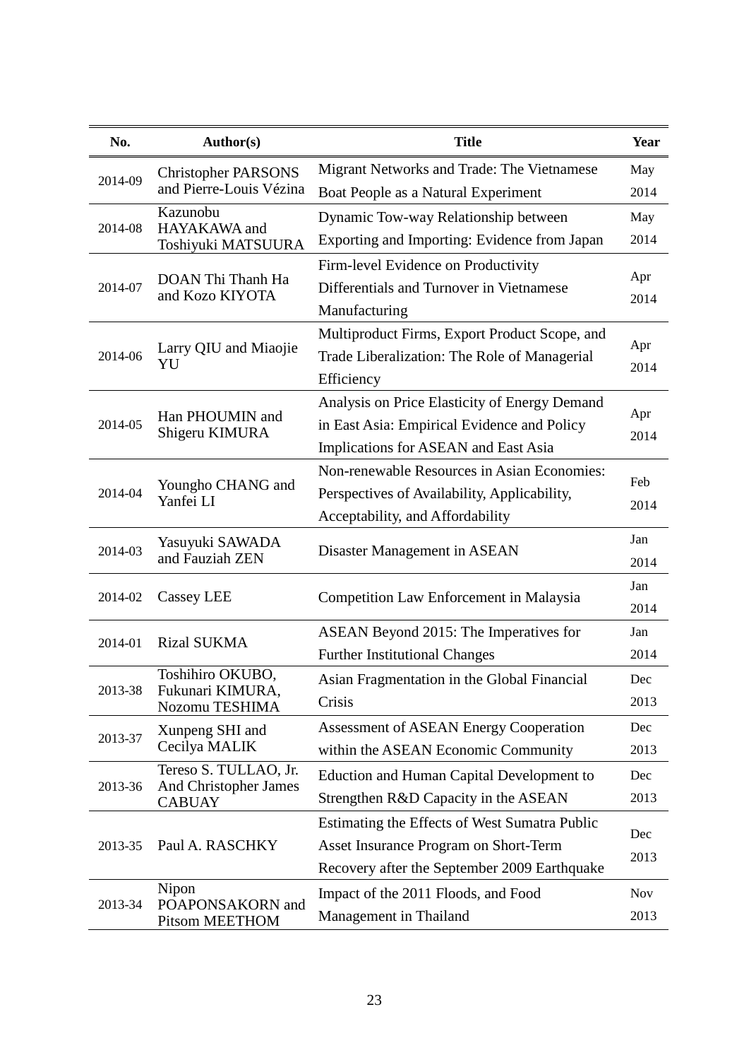| No. | Author(s) | Title | Year |
|---|---|---|---|
| 2014-09 | Christopher PARSONS and Pierre-Louis Vézina | Migrant Networks and Trade: The Vietnamese Boat People as a Natural Experiment | May 2014 |
| 2014-08 | Kazunobu HAYAKAWA and Toshiyuki MATSUURA | Dynamic Tow-way Relationship between Exporting and Importing: Evidence from Japan | May 2014 |
| 2014-07 | DOAN Thi Thanh Ha and Kozo KIYOTA | Firm-level Evidence on Productivity Differentials and Turnover in Vietnamese Manufacturing | Apr 2014 |
| 2014-06 | Larry QIU and Miaojie YU | Multiproduct Firms, Export Product Scope, and Trade Liberalization: The Role of Managerial Efficiency | Apr 2014 |
| 2014-05 | Han PHOUMIN and Shigeru KIMURA | Analysis on Price Elasticity of Energy Demand in East Asia: Empirical Evidence and Policy Implications for ASEAN and East Asia | Apr 2014 |
| 2014-04 | Youngho CHANG and Yanfei LI | Non-renewable Resources in Asian Economies: Perspectives of Availability, Applicability, Acceptability, and Affordability | Feb 2014 |
| 2014-03 | Yasuyuki SAWADA and Fauziah ZEN | Disaster Management in ASEAN | Jan 2014 |
| 2014-02 | Cassey LEE | Competition Law Enforcement in Malaysia | Jan 2014 |
| 2014-01 | Rizal SUKMA | ASEAN Beyond 2015: The Imperatives for Further Institutional Changes | Jan 2014 |
| 2013-38 | Toshihiro OKUBO, Fukunari KIMURA, Nozomu TESHIMA | Asian Fragmentation in the Global Financial Crisis | Dec 2013 |
| 2013-37 | Xunpeng SHI and Cecilya MALIK | Assessment of ASEAN Energy Cooperation within the ASEAN Economic Community | Dec 2013 |
| 2013-36 | Tereso S. TULLAO, Jr. And Christopher James CABUAY | Eduction and Human Capital Development to Strengthen R&D Capacity in the ASEAN | Dec 2013 |
| 2013-35 | Paul A. RASCHKY | Estimating the Effects of West Sumatra Public Asset Insurance Program on Short-Term Recovery after the September 2009 Earthquake | Dec 2013 |
| 2013-34 | Nipon POAPONSAKORN and Pitsom MEETHOM | Impact of the 2011 Floods, and Food Management in Thailand | Nov 2013 |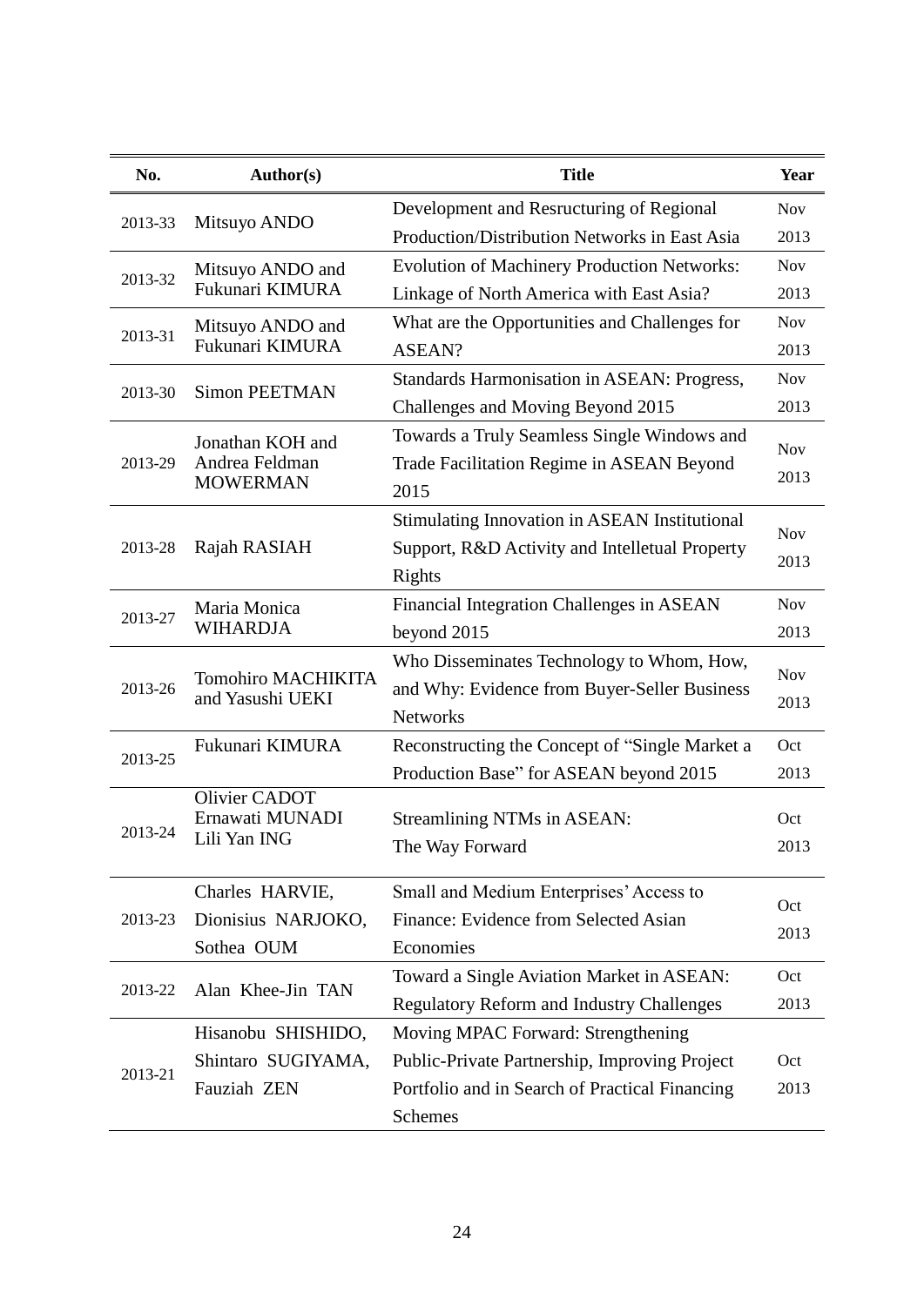| No. | Author(s) | Title | Year |
|---|---|---|---|
| 2013-33 | Mitsuyo ANDO | Development and Resructuring of Regional Production/Distribution Networks in East Asia | Nov 2013 |
| 2013-32 | Mitsuyo ANDO and Fukunari KIMURA | Evolution of Machinery Production Networks: Linkage of North America with East Asia? | Nov 2013 |
| 2013-31 | Mitsuyo ANDO and Fukunari KIMURA | What are the Opportunities and Challenges for ASEAN? | Nov 2013 |
| 2013-30 | Simon PEETMAN | Standards Harmonisation in ASEAN: Progress, Challenges and Moving Beyond 2015 | Nov 2013 |
| 2013-29 | Jonathan KOH and Andrea Feldman MOWERMAN | Towards a Truly Seamless Single Windows and Trade Facilitation Regime in ASEAN Beyond 2015 | Nov 2013 |
| 2013-28 | Rajah RASIAH | Stimulating Innovation in ASEAN Institutional Support, R&D Activity and Intelletual Property Rights | Nov 2013 |
| 2013-27 | Maria Monica WIHARDJA | Financial Integration Challenges in ASEAN beyond 2015 | Nov 2013 |
| 2013-26 | Tomohiro MACHIKITA and Yasushi UEKI | Who Disseminates Technology to Whom, How, and Why: Evidence from Buyer-Seller Business Networks | Nov 2013 |
| 2013-25 | Fukunari KIMURA | Reconstructing the Concept of "Single Market a Production Base" for ASEAN beyond 2015 | Oct 2013 |
| 2013-24 | Olivier CADOT<br>Ernawati MUNADI<br>Lili Yan ING | Streamlining NTMs in ASEAN: The Way Forward | Oct 2013 |
| 2013-23 | Charles HARVIE, Dionisius NARJOKO, Sothea OUM | Small and Medium Enterprises' Access to Finance: Evidence from Selected Asian Economies | Oct 2013 |
| 2013-22 | Alan Khee-Jin TAN | Toward a Single Aviation Market in ASEAN: Regulatory Reform and Industry Challenges | Oct 2013 |
| 2013-21 | Hisanobu SHISHIDO, Shintaro SUGIYAMA, Fauziah ZEN | Moving MPAC Forward: Strengthening Public-Private Partnership, Improving Project Portfolio and in Search of Practical Financing Schemes | Oct 2013 |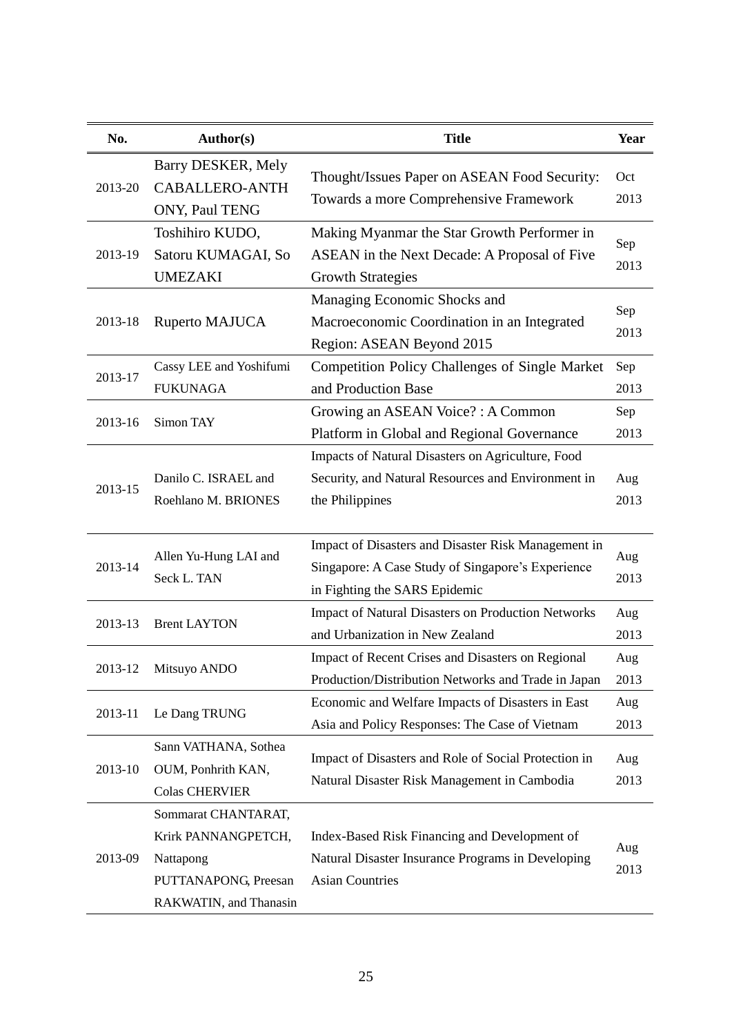| No. | Author(s) | Title | Year |
|---|---|---|---|
| 2013-20 | Barry DESKER, Mely CABALLERO-ANTHONY, Paul TENG | Thought/Issues Paper on ASEAN Food Security: Towards a more Comprehensive Framework | Oct 2013 |
| 2013-19 | Toshihiro KUDO, Satoru KUMAGAI, So UMEZAKI | Making Myanmar the Star Growth Performer in ASEAN in the Next Decade: A Proposal of Five Growth Strategies | Sep 2013 |
| 2013-18 | Ruperto MAJUCA | Managing Economic Shocks and Macroeconomic Coordination in an Integrated Region: ASEAN Beyond 2015 | Sep 2013 |
| 2013-17 | Cassy LEE and Yoshifumi FUKUNAGA | Competition Policy Challenges of Single Market and Production Base | Sep 2013 |
| 2013-16 | Simon TAY | Growing an ASEAN Voice? : A Common Platform in Global and Regional Governance | Sep 2013 |
| 2013-15 | Danilo C. ISRAEL and Roehlano M. BRIONES | Impacts of Natural Disasters on Agriculture, Food Security, and Natural Resources and Environment in the Philippines | Aug 2013 |
| 2013-14 | Allen Yu-Hung LAI and Seck L. TAN | Impact of Disasters and Disaster Risk Management in Singapore: A Case Study of Singapore's Experience in Fighting the SARS Epidemic | Aug 2013 |
| 2013-13 | Brent LAYTON | Impact of Natural Disasters on Production Networks and Urbanization in New Zealand | Aug 2013 |
| 2013-12 | Mitsuyo ANDO | Impact of Recent Crises and Disasters on Regional Production/Distribution Networks and Trade in Japan | Aug 2013 |
| 2013-11 | Le Dang TRUNG | Economic and Welfare Impacts of Disasters in East Asia and Policy Responses: The Case of Vietnam | Aug 2013 |
| 2013-10 | Sann VATHANA, Sothea OUM, Ponhrith KAN, Colas CHERVIER | Impact of Disasters and Role of Social Protection in Natural Disaster Risk Management in Cambodia | Aug 2013 |
| 2013-09 | Sommarat CHANTARAT, Krirk PANNANGPETCH, Nattapong PUTTANAPONG, Preesan RAKWATIN, and Thanasin | Index-Based Risk Financing and Development of Natural Disaster Insurance Programs in Developing Asian Countries | Aug 2013 |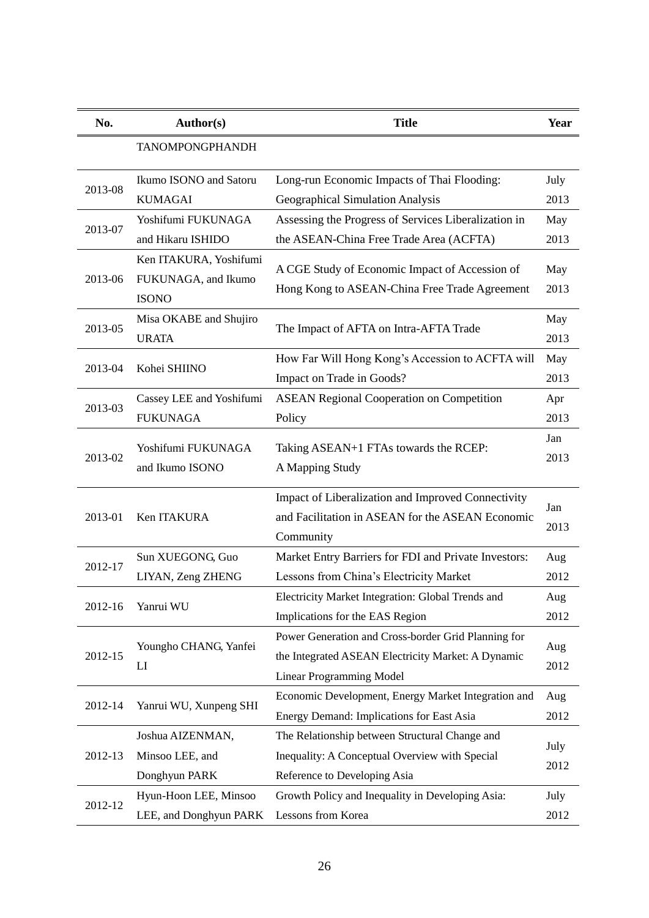| No. | Author(s) | Title | Year |
|---|---|---|---|
| | TANOMPONGPHANDH | | |
| 2013-08 | Ikumo ISONO and Satoru KUMAGAI | Long-run Economic Impacts of Thai Flooding: Geographical Simulation Analysis | July 2013 |
| 2013-07 | Yoshifumi FUKUNAGA and Hikaru ISHIDO | Assessing the Progress of Services Liberalization in the ASEAN-China Free Trade Area (ACFTA) | May 2013 |
| 2013-06 | Ken ITAKURA, Yoshifumi FUKUNAGA, and Ikumo ISONO | A CGE Study of Economic Impact of Accession of Hong Kong to ASEAN-China Free Trade Agreement | May 2013 |
| 2013-05 | Misa OKABE and Shujiro URATA | The Impact of AFTA on Intra-AFTA Trade | May 2013 |
| 2013-04 | Kohei SHIINO | How Far Will Hong Kong's Accession to ACFTA will Impact on Trade in Goods? | May 2013 |
| 2013-03 | Cassey LEE and Yoshifumi FUKUNAGA | ASEAN Regional Cooperation on Competition Policy | Apr 2013 |
| 2013-02 | Yoshifumi FUKUNAGA and Ikumo ISONO | Taking ASEAN+1 FTAs towards the RCEP: A Mapping Study | Jan 2013 |
| 2013-01 | Ken ITAKURA | Impact of Liberalization and Improved Connectivity and Facilitation in ASEAN for the ASEAN Economic Community | Jan 2013 |
| 2012-17 | Sun XUEGONG, Guo LIYAN, Zeng ZHENG | Market Entry Barriers for FDI and Private Investors: Lessons from China's Electricity Market | Aug 2012 |
| 2012-16 | Yanrui WU | Electricity Market Integration: Global Trends and Implications for the EAS Region | Aug 2012 |
| 2012-15 | Youngho CHANG, Yanfei LI | Power Generation and Cross-border Grid Planning for the Integrated ASEAN Electricity Market: A Dynamic Linear Programming Model | Aug 2012 |
| 2012-14 | Yanrui WU, Xunpeng SHI | Economic Development, Energy Market Integration and Energy Demand: Implications for East Asia | Aug 2012 |
| 2012-13 | Joshua AIZENMAN, Minsoo LEE, and Donghyun PARK | The Relationship between Structural Change and Inequality: A Conceptual Overview with Special Reference to Developing Asia | July 2012 |
| 2012-12 | Hyun-Hoon LEE, Minsoo LEE, and Donghyun PARK | Growth Policy and Inequality in Developing Asia: Lessons from Korea | July 2012 |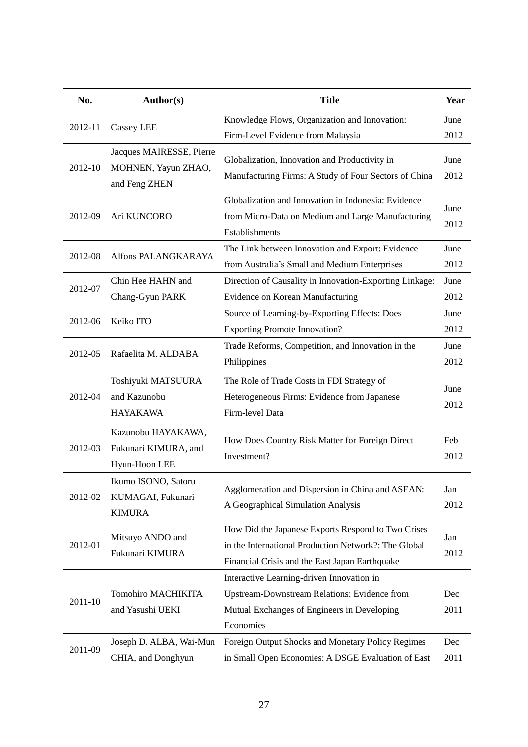| No. | Author(s) | Title | Year |
|---|---|---|---|
| 2012-11 | Cassey LEE | Knowledge Flows, Organization and Innovation: Firm-Level Evidence from Malaysia | June 2012 |
| 2012-10 | Jacques MAIRESSE, Pierre MOHNEN, Yayun ZHAO, and Feng ZHEN | Globalization, Innovation and Productivity in Manufacturing Firms: A Study of Four Sectors of China | June 2012 |
| 2012-09 | Ari KUNCORO | Globalization and Innovation in Indonesia: Evidence from Micro-Data on Medium and Large Manufacturing Establishments | June 2012 |
| 2012-08 | Alfons PALANGKARAYA | The Link between Innovation and Export: Evidence from Australia's Small and Medium Enterprises | June 2012 |
| 2012-07 | Chin Hee HAHN and Chang-Gyun PARK | Direction of Causality in Innovation-Exporting Linkage: Evidence on Korean Manufacturing | June 2012 |
| 2012-06 | Keiko ITO | Source of Learning-by-Exporting Effects: Does Exporting Promote Innovation? | June 2012 |
| 2012-05 | Rafaelita M. ALDABA | Trade Reforms, Competition, and Innovation in the Philippines | June 2012 |
| 2012-04 | Toshiyuki MATSUURA and Kazunobu HAYAKAWA | The Role of Trade Costs in FDI Strategy of Heterogeneous Firms: Evidence from Japanese Firm-level Data | June 2012 |
| 2012-03 | Kazunobu HAYAKAWA, Fukunari KIMURA, and Hyun-Hoon LEE | How Does Country Risk Matter for Foreign Direct Investment? | Feb 2012 |
| 2012-02 | Ikumo ISONO, Satoru KUMAGAI, Fukunari KIMURA | Agglomeration and Dispersion in China and ASEAN: A Geographical Simulation Analysis | Jan 2012 |
| 2012-01 | Mitsuyo ANDO and Fukunari KIMURA | How Did the Japanese Exports Respond to Two Crises in the International Production Network?: The Global Financial Crisis and the East Japan Earthquake | Jan 2012 |
| 2011-10 | Tomohiro MACHIKITA and Yasushi UEKI | Interactive Learning-driven Innovation in Upstream-Downstream Relations: Evidence from Mutual Exchanges of Engineers in Developing Economies | Dec 2011 |
| 2011-09 | Joseph D. ALBA, Wai-Mun CHIA, and Donghyun | Foreign Output Shocks and Monetary Policy Regimes in Small Open Economies: A DSGE Evaluation of East | Dec 2011 |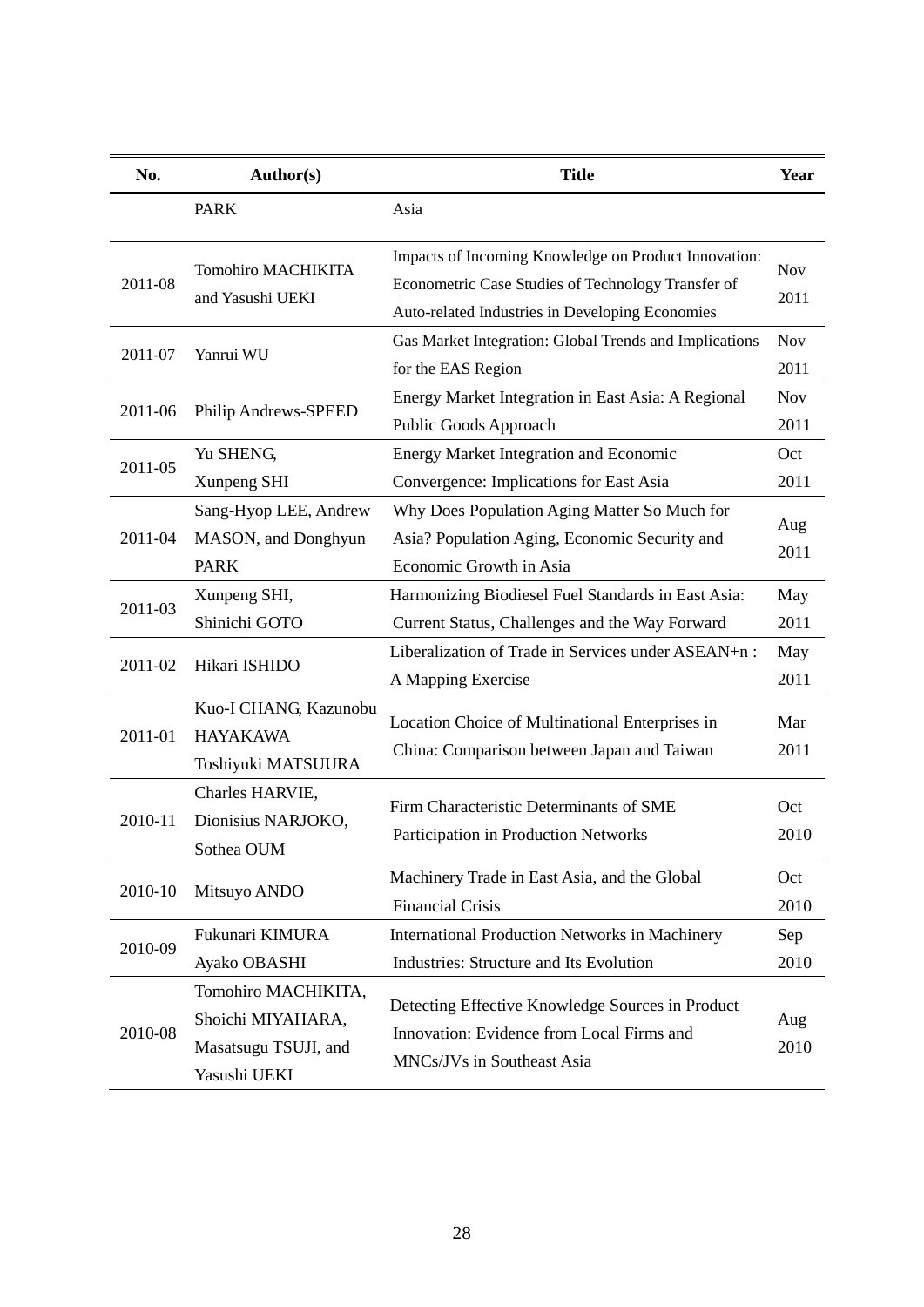| No. | Author(s) | Title | Year |
|---|---|---|---|
| | PARK | Asia | |
| 2011-08 | Tomohiro MACHIKITA and Yasushi UEKI | Impacts of Incoming Knowledge on Product Innovation: Econometric Case Studies of Technology Transfer of Auto-related Industries in Developing Economies | Nov 2011 |
| 2011-07 | Yanrui WU | Gas Market Integration: Global Trends and Implications for the EAS Region | Nov 2011 |
| 2011-06 | Philip Andrews-SPEED | Energy Market Integration in East Asia: A Regional Public Goods Approach | Nov 2011 |
| 2011-05 | Yu SHENG, Xunpeng SHI | Energy Market Integration and Economic Convergence: Implications for East Asia | Oct 2011 |
| 2011-04 | Sang-Hyop LEE, Andrew MASON, and Donghyun PARK | Why Does Population Aging Matter So Much for Asia? Population Aging, Economic Security and Economic Growth in Asia | Aug 2011 |
| 2011-03 | Xunpeng SHI, Shinichi GOTO | Harmonizing Biodiesel Fuel Standards in East Asia: Current Status, Challenges and the Way Forward | May 2011 |
| 2011-02 | Hikari ISHIDO | Liberalization of Trade in Services under ASEAN+n : A Mapping Exercise | May 2011 |
| 2011-01 | Kuo-I CHANG, Kazunobu HAYAKAWA Toshiyuki MATSUURA | Location Choice of Multinational Enterprises in China: Comparison between Japan and Taiwan | Mar 2011 |
| 2010-11 | Charles HARVIE, Dionisius NARJOKO, Sothea OUM | Firm Characteristic Determinants of SME Participation in Production Networks | Oct 2010 |
| 2010-10 | Mitsuyo ANDO | Machinery Trade in East Asia, and the Global Financial Crisis | Oct 2010 |
| 2010-09 | Fukunari KIMURA Ayako OBASHI | International Production Networks in Machinery Industries: Structure and Its Evolution | Sep 2010 |
| 2010-08 | Tomohiro MACHIKITA, Shoichi MIYAHARA, Masatsugu TSUJI, and Yasushi UEKI | Detecting Effective Knowledge Sources in Product Innovation: Evidence from Local Firms and MNCs/JVs in Southeast Asia | Aug 2010 |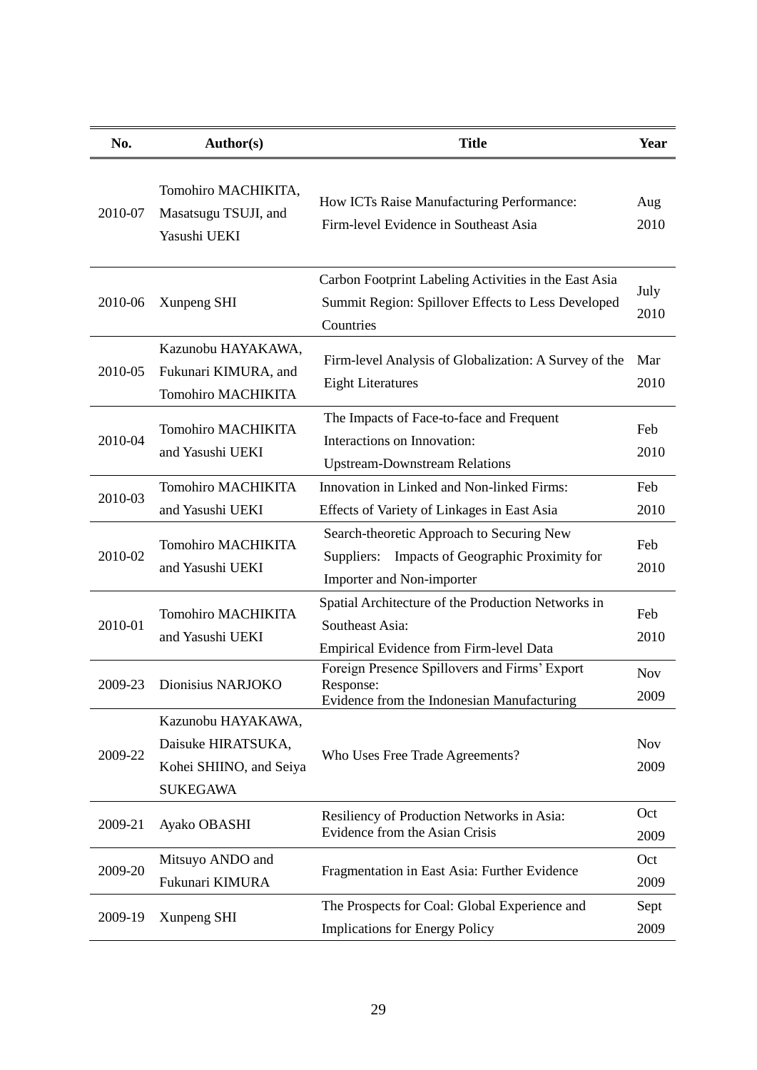| No. | Author(s) | Title | Year |
|---|---|---|---|
| 2010-07 | Tomohiro MACHIKITA, Masatsugu TSUJI, and Yasushi UEKI | How ICTs Raise Manufacturing Performance: Firm-level Evidence in Southeast Asia | Aug 2010 |
| 2010-06 | Xunpeng SHI | Carbon Footprint Labeling Activities in the East Asia Summit Region: Spillover Effects to Less Developed Countries | July 2010 |
| 2010-05 | Kazunobu HAYAKAWA, Fukunari KIMURA, and Tomohiro MACHIKITA | Firm-level Analysis of Globalization: A Survey of the Eight Literatures | Mar 2010 |
| 2010-04 | Tomohiro MACHIKITA and Yasushi UEKI | The Impacts of Face-to-face and Frequent Interactions on Innovation: Upstream-Downstream Relations | Feb 2010 |
| 2010-03 | Tomohiro MACHIKITA and Yasushi UEKI | Innovation in Linked and Non-linked Firms: Effects of Variety of Linkages in East Asia | Feb 2010 |
| 2010-02 | Tomohiro MACHIKITA and Yasushi UEKI | Search-theoretic Approach to Securing New Suppliers: Impacts of Geographic Proximity for Importer and Non-importer | Feb 2010 |
| 2010-01 | Tomohiro MACHIKITA and Yasushi UEKI | Spatial Architecture of the Production Networks in Southeast Asia: Empirical Evidence from Firm-level Data | Feb 2010 |
| 2009-23 | Dionisius NARJOKO | Foreign Presence Spillovers and Firms' Export Response: Evidence from the Indonesian Manufacturing | Nov 2009 |
| 2009-22 | Kazunobu HAYAKAWA, Daisuke HIRATSUKA, Kohei SHIINO, and Seiya SUKEGAWA | Who Uses Free Trade Agreements? | Nov 2009 |
| 2009-21 | Ayako OBASHI | Resiliency of Production Networks in Asia: Evidence from the Asian Crisis | Oct 2009 |
| 2009-20 | Mitsuyo ANDO and Fukunari KIMURA | Fragmentation in East Asia: Further Evidence | Oct 2009 |
| 2009-19 | Xunpeng SHI | The Prospects for Coal: Global Experience and Implications for Energy Policy | Sept 2009 |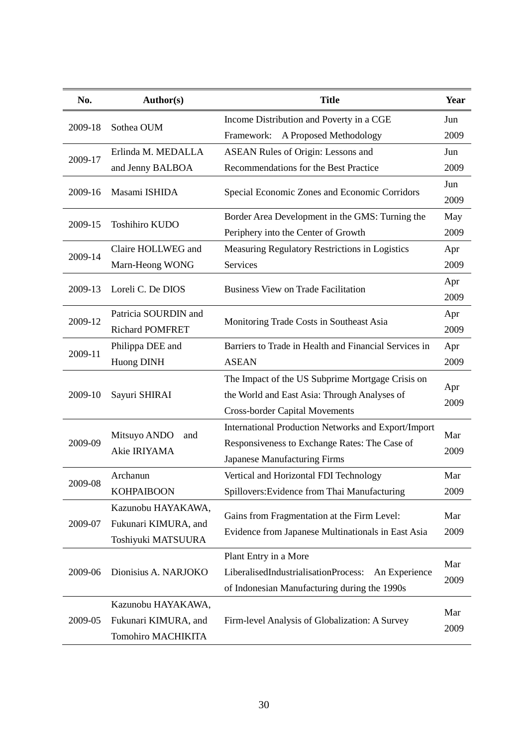| No. | Author(s) | Title | Year |
|---|---|---|---|
| 2009-18 | Sothea OUM | Income Distribution and Poverty in a CGE Framework: A Proposed Methodology | Jun 2009 |
| 2009-17 | Erlinda M. MEDALLA and Jenny BALBOA | ASEAN Rules of Origin: Lessons and Recommendations for the Best Practice | Jun 2009 |
| 2009-16 | Masami ISHIDA | Special Economic Zones and Economic Corridors | Jun 2009 |
| 2009-15 | Toshihiro KUDO | Border Area Development in the GMS: Turning the Periphery into the Center of Growth | May 2009 |
| 2009-14 | Claire HOLLWEG and Marn-Heong WONG | Measuring Regulatory Restrictions in Logistics Services | Apr 2009 |
| 2009-13 | Loreli C. De DIOS | Business View on Trade Facilitation | Apr 2009 |
| 2009-12 | Patricia SOURDIN and Richard POMFRET | Monitoring Trade Costs in Southeast Asia | Apr 2009 |
| 2009-11 | Philippa DEE and Huong DINH | Barriers to Trade in Health and Financial Services in ASEAN | Apr 2009 |
| 2009-10 | Sayuri SHIRAI | The Impact of the US Subprime Mortgage Crisis on the World and East Asia: Through Analyses of Cross-border Capital Movements | Apr 2009 |
| 2009-09 | Mitsuyo ANDO and Akie IRIYAMA | International Production Networks and Export/Import Responsiveness to Exchange Rates: The Case of Japanese Manufacturing Firms | Mar 2009 |
| 2009-08 | Archanun KOHPAIBOON | Vertical and Horizontal FDI Technology Spillovers:Evidence from Thai Manufacturing | Mar 2009 |
| 2009-07 | Kazunobu HAYAKAWA, Fukunari KIMURA, and Toshiyuki MATSUURA | Gains from Fragmentation at the Firm Level: Evidence from Japanese Multinationals in East Asia | Mar 2009 |
| 2009-06 | Dionisius A. NARJOKO | Plant Entry in a More LiberalisedIndustrialisationProcess: An Experience of Indonesian Manufacturing during the 1990s | Mar 2009 |
| 2009-05 | Kazunobu HAYAKAWA, Fukunari KIMURA, and Tomohiro MACHIKITA | Firm-level Analysis of Globalization: A Survey | Mar 2009 |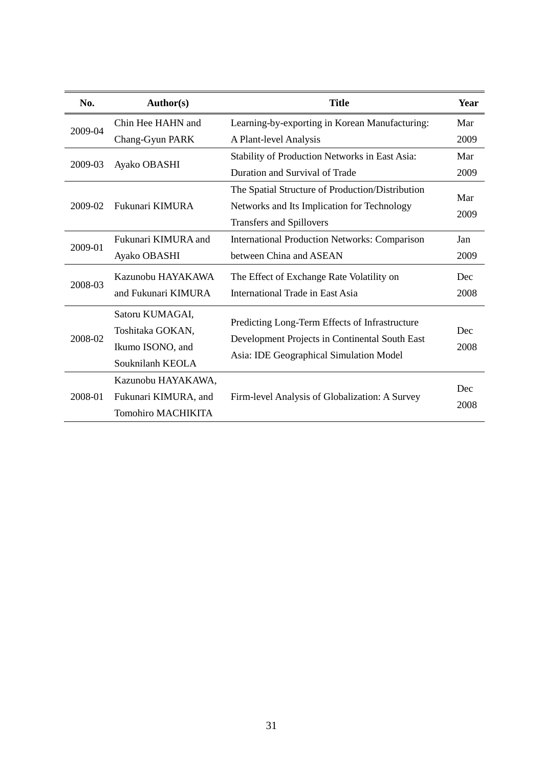| No. | Author(s) | Title | Year |
|---|---|---|---|
| 2009-04 | Chin Hee HAHN and Chang-Gyun PARK | Learning-by-exporting in Korean Manufacturing: A Plant-level Analysis | Mar 2009 |
| 2009-03 | Ayako OBASHI | Stability of Production Networks in East Asia: Duration and Survival of Trade | Mar 2009 |
| 2009-02 | Fukunari KIMURA | The Spatial Structure of Production/Distribution Networks and Its Implication for Technology Transfers and Spillovers | Mar 2009 |
| 2009-01 | Fukunari KIMURA and Ayako OBASHI | International Production Networks: Comparison between China and ASEAN | Jan 2009 |
| 2008-03 | Kazunobu HAYAKAWA and Fukunari KIMURA | The Effect of Exchange Rate Volatility on International Trade in East Asia | Dec 2008 |
| 2008-02 | Satoru KUMAGAI, Toshitaka GOKAN, Ikumo ISONO, and Souknilanh KEOLA | Predicting Long-Term Effects of Infrastructure Development Projects in Continental South East Asia: IDE Geographical Simulation Model | Dec 2008 |
| 2008-01 | Kazunobu HAYAKAWA, Fukunari KIMURA, and Tomohiro MACHIKITA | Firm-level Analysis of Globalization: A Survey | Dec 2008 |